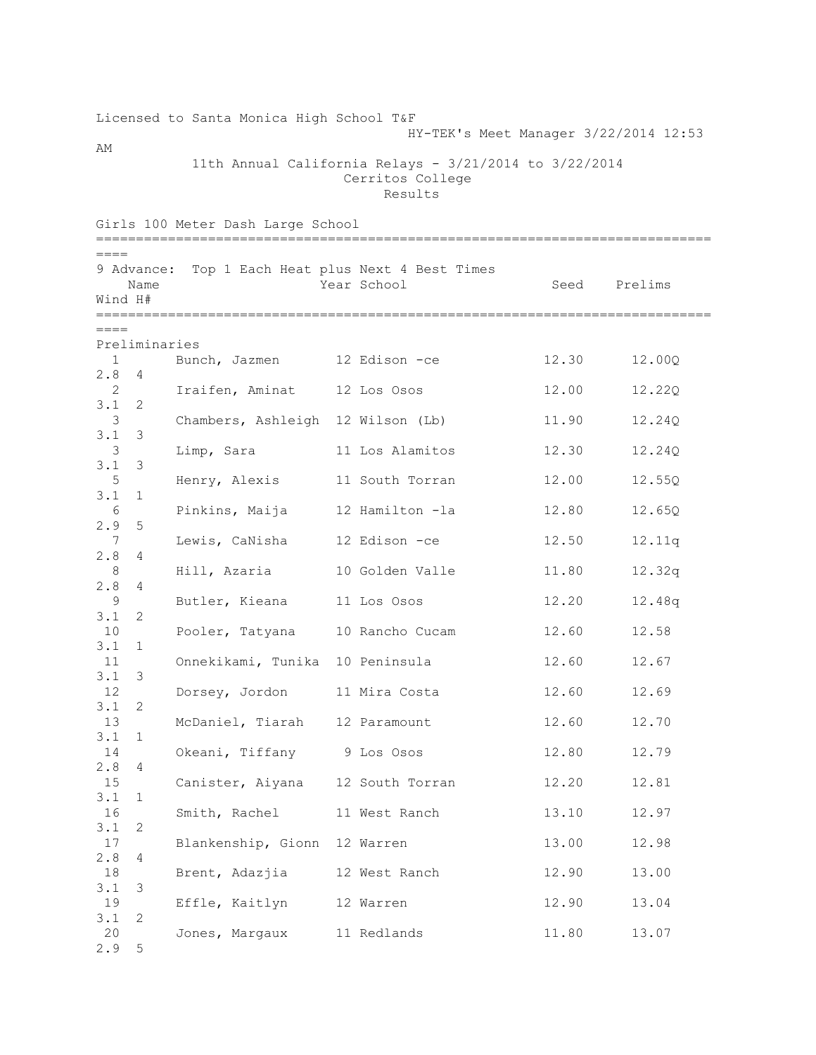Licensed to Santa Monica High School T&F
HY-TEK's Meet Manager 3/22/2014 12:53 AM

11th Annual California Relays - 3/21/2014 to 3/22/2014
Cerritos College
Results

## Girls 100 Meter Dash Large School

9 Advance: Top 1 Each Heat plus Next 4 Best Times

**Preliminaries**

| | Name | Year | School | Seed | Prelims | Wind | H# |
|---|---|---|---|---|---|---|---|
| 1 | Bunch, Jazmen | 12 | Edison -ce | 12.30 | 12.00Q | 2.8 | 4 |
| 2 | Iraifen, Aminat | 12 | Los Osos | 12.00 | 12.22Q | 3.1 | 2 |
| 3 | Chambers, Ashleigh | 12 | Wilson (Lb) | 11.90 | 12.24Q | 3.1 | 3 |
| 3 | Limp, Sara | 11 | Los Alamitos | 12.30 | 12.24Q | 3.1 | 3 |
| 5 | Henry, Alexis | 11 | South Torran | 12.00 | 12.55Q | 3.1 | 1 |
| 6 | Pinkins, Maija | 12 | Hamilton -la | 12.80 | 12.65Q | 2.9 | 5 |
| 7 | Lewis, CaNisha | 12 | Edison -ce | 12.50 | 12.11q | 2.8 | 4 |
| 8 | Hill, Azaria | 10 | Golden Valle | 11.80 | 12.32q | 2.8 | 4 |
| 9 | Butler, Kieana | 11 | Los Osos | 12.20 | 12.48q | 3.1 | 2 |
| 10 | Pooler, Tatyana | 10 | Rancho Cucam | 12.60 | 12.58 | 3.1 | 1 |
| 11 | Onnekikami, Tunika | 10 | Peninsula | 12.60 | 12.67 | 3.1 | 3 |
| 12 | Dorsey, Jordon | 11 | Mira Costa | 12.60 | 12.69 | 3.1 | 2 |
| 13 | McDaniel, Tiarah | 12 | Paramount | 12.60 | 12.70 | 3.1 | 1 |
| 14 | Okeani, Tiffany | 9 | Los Osos | 12.80 | 12.79 | 2.8 | 4 |
| 15 | Canister, Aiyana | 12 | South Torran | 12.20 | 12.81 | 3.1 | 1 |
| 16 | Smith, Rachel | 11 | West Ranch | 13.10 | 12.97 | 3.1 | 2 |
| 17 | Blankenship, Gionn | 12 | Warren | 13.00 | 12.98 | 2.8 | 4 |
| 18 | Brent, Adazjia | 12 | West Ranch | 12.90 | 13.00 | 3.1 | 3 |
| 19 | Effle, Kaitlyn | 12 | Warren | 12.90 | 13.04 | 3.1 | 2 |
| 20 | Jones, Margaux | 11 | Redlands | 11.80 | 13.07 | 2.9 | 5 |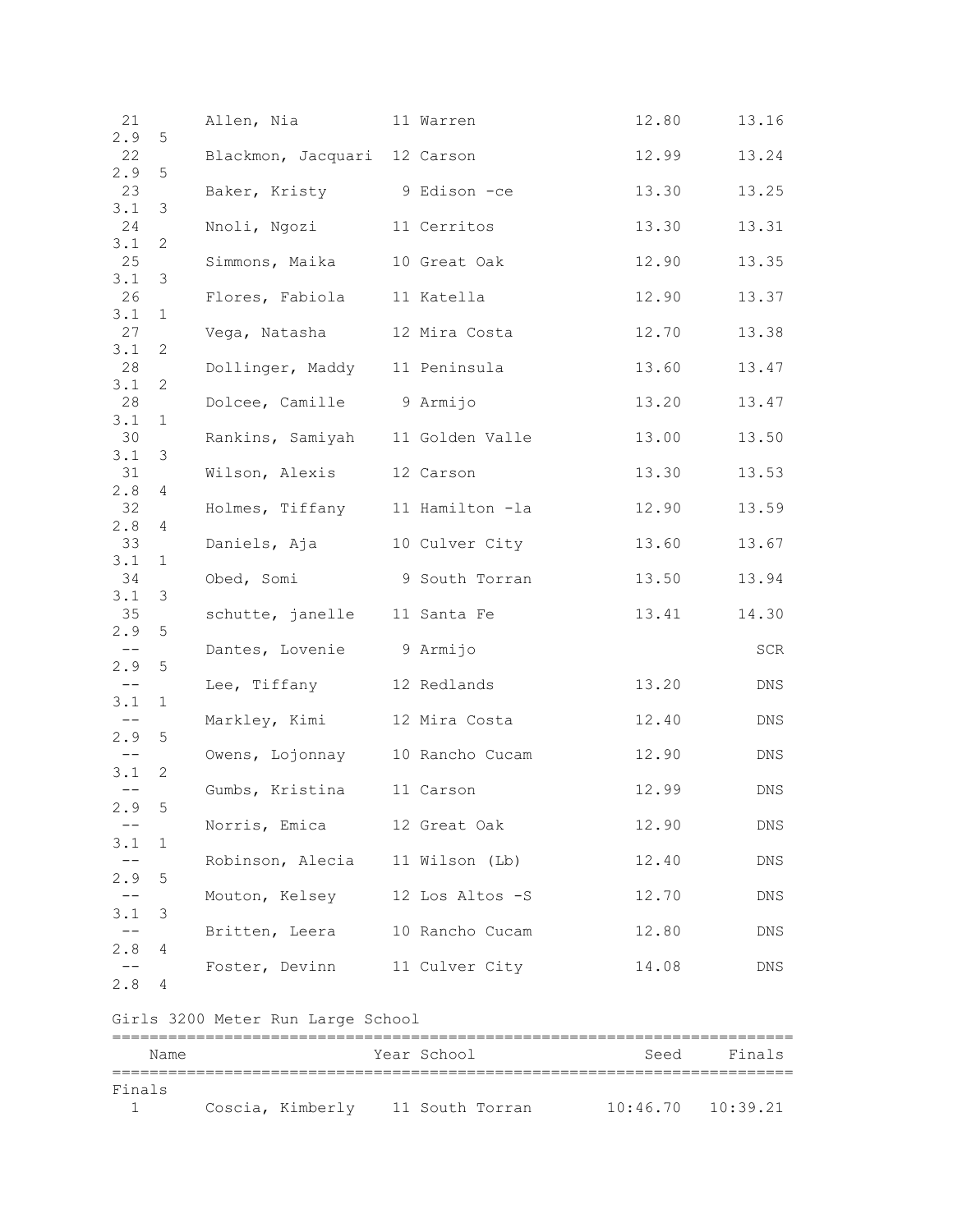| Place | Name | Year | School | Seed | Finals | Wind | Heat |
|---|---|---|---|---|---|---|---|
| 21 | Allen, Nia | 11 | Warren | 12.80 | 13.16 | 2.9 | 5 |
| 22 | Blackmon, Jacquari | 12 | Carson | 12.99 | 13.24 | 2.9 | 5 |
| 23 | Baker, Kristy | 9 | Edison -ce | 13.30 | 13.25 | 3.1 | 3 |
| 24 | Nnoli, Ngozi | 11 | Cerritos | 13.30 | 13.31 | 3.1 | 2 |
| 25 | Simmons, Maika | 10 | Great Oak | 12.90 | 13.35 | 3.1 | 3 |
| 26 | Flores, Fabiola | 11 | Katella | 12.90 | 13.37 | 3.1 | 1 |
| 27 | Vega, Natasha | 12 | Mira Costa | 12.70 | 13.38 | 3.1 | 2 |
| 28 | Dollinger, Maddy | 11 | Peninsula | 13.60 | 13.47 | 3.1 | 2 |
| 28 | Dolcee, Camille | 9 | Armijo | 13.20 | 13.47 | 3.1 | 1 |
| 30 | Rankins, Samiyah | 11 | Golden Valle | 13.00 | 13.50 | 3.1 | 3 |
| 31 | Wilson, Alexis | 12 | Carson | 13.30 | 13.53 | 2.8 | 4 |
| 32 | Holmes, Tiffany | 11 | Hamilton -la | 12.90 | 13.59 | 2.8 | 4 |
| 33 | Daniels, Aja | 10 | Culver City | 13.60 | 13.67 | 3.1 | 1 |
| 34 | Obed, Somi | 9 | South Torran | 13.50 | 13.94 | 3.1 | 3 |
| 35 | schutte, janelle | 11 | Santa Fe | 13.41 | 14.30 | 2.9 | 5 |
| -- | Dantes, Lovenie | 9 | Armijo | | SCR | 2.9 | 5 |
| -- | Lee, Tiffany | 12 | Redlands | 13.20 | DNS | 3.1 | 1 |
| -- | Markley, Kimi | 12 | Mira Costa | 12.40 | DNS | 2.9 | 5 |
| -- | Owens, Lojonnay | 10 | Rancho Cucam | 12.90 | DNS | 3.1 | 2 |
| -- | Gumbs, Kristina | 11 | Carson | 12.99 | DNS | 2.9 | 5 |
| -- | Norris, Emica | 12 | Great Oak | 12.90 | DNS | 3.1 | 1 |
| -- | Robinson, Alecia | 11 | Wilson (Lb) | 12.40 | DNS | 2.9 | 5 |
| -- | Mouton, Kelsey | 12 | Los Altos -S | 12.70 | DNS | 3.1 | 3 |
| -- | Britten, Leera | 10 | Rancho Cucam | 12.80 | DNS | 2.8 | 4 |
| -- | Foster, Devinn | 11 | Culver City | 14.08 | DNS | 2.8 | 4 |

## Girls 3200 Meter Run Large School

| Place | Name | Year | School | Seed | Finals |
|---|---|---|---|---|---|
| **Finals** | | | | | |
| 1 | Coscia, Kimberly | 11 | South Torran | 10:46.70 | 10:39.21 |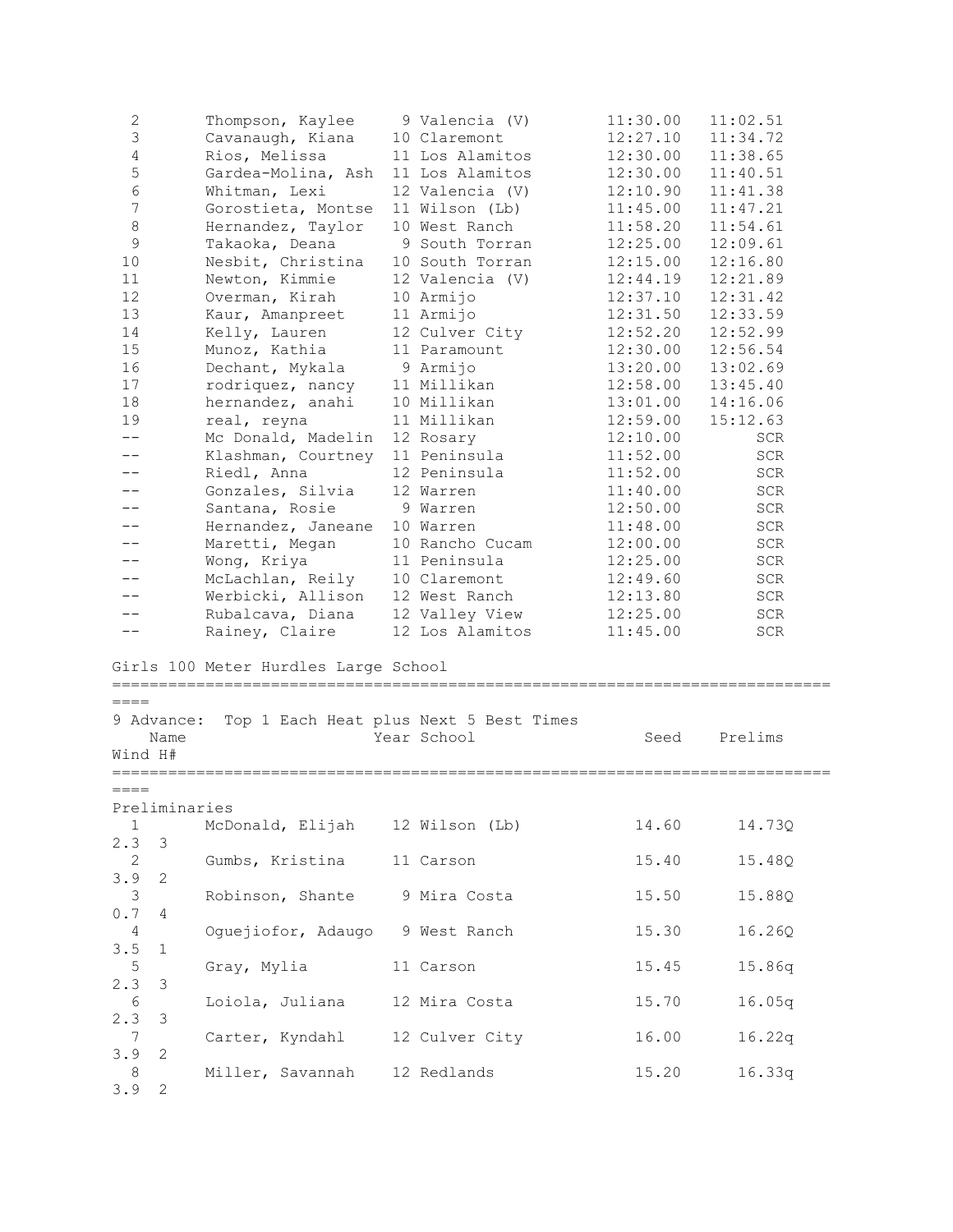| Place | Name | Year | School | Seed | Finals |
|---|---|---|---|---|---|
| 2 | Thompson, Kaylee | 9 | Valencia (V) | 11:30.00 | 11:02.51 |
| 3 | Cavanaugh, Kiana | 10 | Claremont | 12:27.10 | 11:34.72 |
| 4 | Rios, Melissa | 11 | Los Alamitos | 12:30.00 | 11:38.65 |
| 5 | Gardea-Molina, Ash | 11 | Los Alamitos | 12:30.00 | 11:40.51 |
| 6 | Whitman, Lexi | 12 | Valencia (V) | 12:10.90 | 11:41.38 |
| 7 | Gorostieta, Montse | 11 | Wilson (Lb) | 11:45.00 | 11:47.21 |
| 8 | Hernandez, Taylor | 10 | West Ranch | 11:58.20 | 11:54.61 |
| 9 | Takaoka, Deana | 9 | South Torran | 12:25.00 | 12:09.61 |
| 10 | Nesbit, Christina | 10 | South Torran | 12:15.00 | 12:16.80 |
| 11 | Newton, Kimmie | 12 | Valencia (V) | 12:44.19 | 12:21.89 |
| 12 | Overman, Kirah | 10 | Armijo | 12:37.10 | 12:31.42 |
| 13 | Kaur, Amanpreet | 11 | Armijo | 12:31.50 | 12:33.59 |
| 14 | Kelly, Lauren | 12 | Culver City | 12:52.20 | 12:52.99 |
| 15 | Munoz, Kathia | 11 | Paramount | 12:30.00 | 12:56.54 |
| 16 | Dechant, Mykala | 9 | Armijo | 13:20.00 | 13:02.69 |
| 17 | rodriquez, nancy | 11 | Millikan | 12:58.00 | 13:45.40 |
| 18 | hernandez, anahi | 10 | Millikan | 13:01.00 | 14:16.06 |
| 19 | real, reyna | 11 | Millikan | 12:59.00 | 15:12.63 |
| -- | Mc Donald, Madelin | 12 | Rosary | 12:10.00 | SCR |
| -- | Klashman, Courtney | 11 | Peninsula | 11:52.00 | SCR |
| -- | Riedl, Anna | 12 | Peninsula | 11:52.00 | SCR |
| -- | Gonzales, Silvia | 12 | Warren | 11:40.00 | SCR |
| -- | Santana, Rosie | 9 | Warren | 12:50.00 | SCR |
| -- | Hernandez, Janeane | 10 | Warren | 11:48.00 | SCR |
| -- | Maretti, Megan | 10 | Rancho Cucam | 12:00.00 | SCR |
| -- | Wong, Kriya | 11 | Peninsula | 12:25.00 | SCR |
| -- | McLachlan, Reily | 10 | Claremont | 12:49.60 | SCR |
| -- | Werbicki, Allison | 12 | West Ranch | 12:13.80 | SCR |
| -- | Rubalcava, Diana | 12 | Valley View | 12:25.00 | SCR |
| -- | Rainey, Claire | 12 | Los Alamitos | 11:45.00 | SCR |

## Girls 100 Meter Hurdles Large School

9 Advance: Top 1 Each Heat plus Next 5 Best Times

Preliminaries

| Place | Name | Year | School | Seed | Prelims | Wind | H# |
|---|---|---|---|---|---|---|---|
| 1 | McDonald, Elijah | 12 | Wilson (Lb) | 14.60 | 14.73Q | 2.3 | 3 |
| 2 | Gumbs, Kristina | 11 | Carson | 15.40 | 15.48Q | 3.9 | 2 |
| 3 | Robinson, Shante | 9 | Mira Costa | 15.50 | 15.88Q | 0.7 | 4 |
| 4 | Oguejiofor, Adaugo | 9 | West Ranch | 15.30 | 16.26Q | 3.5 | 1 |
| 5 | Gray, Mylia | 11 | Carson | 15.45 | 15.86q | 2.3 | 3 |
| 6 | Loiola, Juliana | 12 | Mira Costa | 15.70 | 16.05q | 2.3 | 3 |
| 7 | Carter, Kyndahl | 12 | Culver City | 16.00 | 16.22q | 3.9 | 2 |
| 8 | Miller, Savannah | 12 | Redlands | 15.20 | 16.33q | 3.9 | 2 |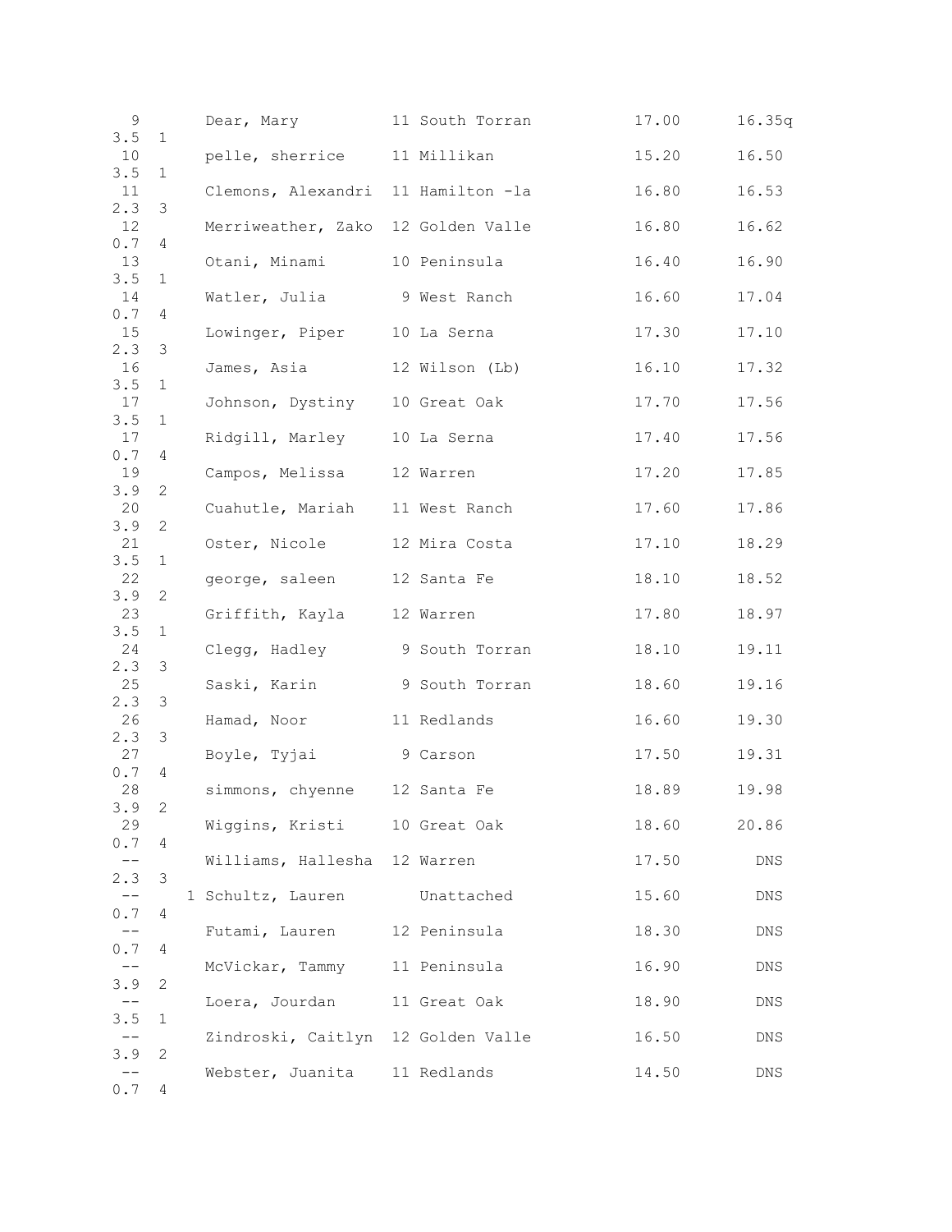| Place | | Name | Year | School | Seed | Finals | Wind | Heat |
|---|---|---|---|---|---|---|---|---|
| 9 | | Dear, Mary | 11 | South Torran | 17.00 | 16.35q | 3.5 | 1 |
| 10 | | pelle, sherrice | 11 | Millikan | 15.20 | 16.50 | 3.5 | 1 |
| 11 | | Clemons, Alexandri | 11 | Hamilton -la | 16.80 | 16.53 | 2.3 | 3 |
| 12 | | Merriweather, Zako | 12 | Golden Valle | 16.80 | 16.62 | 0.7 | 4 |
| 13 | | Otani, Minami | 10 | Peninsula | 16.40 | 16.90 | 3.5 | 1 |
| 14 | | Watler, Julia | 9 | West Ranch | 16.60 | 17.04 | 0.7 | 4 |
| 15 | | Lowinger, Piper | 10 | La Serna | 17.30 | 17.10 | 2.3 | 3 |
| 16 | | James, Asia | 12 | Wilson (Lb) | 16.10 | 17.32 | 3.5 | 1 |
| 17 | | Johnson, Dystiny | 10 | Great Oak | 17.70 | 17.56 | 3.5 | 1 |
| 17 | | Ridgill, Marley | 10 | La Serna | 17.40 | 17.56 | 0.7 | 4 |
| 19 | | Campos, Melissa | 12 | Warren | 17.20 | 17.85 | 3.9 | 2 |
| 20 | | Cuahutle, Mariah | 11 | West Ranch | 17.60 | 17.86 | 3.9 | 2 |
| 21 | | Oster, Nicole | 12 | Mira Costa | 17.10 | 18.29 | 3.5 | 1 |
| 22 | | george, saleen | 12 | Santa Fe | 18.10 | 18.52 | 3.9 | 2 |
| 23 | | Griffith, Kayla | 12 | Warren | 17.80 | 18.97 | 3.5 | 1 |
| 24 | | Clegg, Hadley | 9 | South Torran | 18.10 | 19.11 | 2.3 | 3 |
| 25 | | Saski, Karin | 9 | South Torran | 18.60 | 19.16 | 2.3 | 3 |
| 26 | | Hamad, Noor | 11 | Redlands | 16.60 | 19.30 | 2.3 | 3 |
| 27 | | Boyle, Tyjai | 9 | Carson | 17.50 | 19.31 | 0.7 | 4 |
| 28 | | simmons, chyenne | 12 | Santa Fe | 18.89 | 19.98 | 3.9 | 2 |
| 29 | | Wiggins, Kristi | 10 | Great Oak | 18.60 | 20.86 | 0.7 | 4 |
| -- | | Williams, Hallesha | 12 | Warren | 17.50 | DNS | 2.3 | 3 |
| -- | 1 | Schultz, Lauren | | Unattached | 15.60 | DNS | 0.7 | 4 |
| -- | | Futami, Lauren | 12 | Peninsula | 18.30 | DNS | 0.7 | 4 |
| -- | | McVickar, Tammy | 11 | Peninsula | 16.90 | DNS | 3.9 | 2 |
| -- | | Loera, Jourdan | 11 | Great Oak | 18.90 | DNS | 3.5 | 1 |
| -- | | Zindroski, Caitlyn | 12 | Golden Valle | 16.50 | DNS | 3.9 | 2 |
| -- | | Webster, Juanita | 11 | Redlands | 14.50 | DNS | 0.7 | 4 |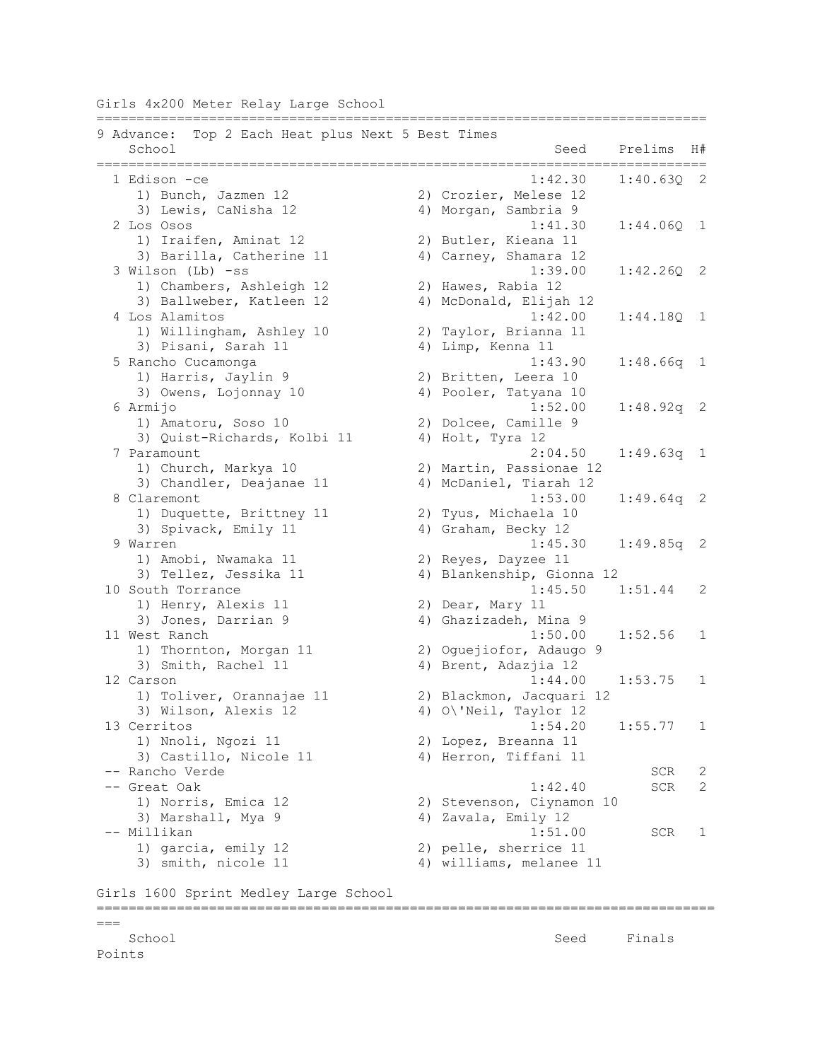Girls 4x200 Meter Relay Large School

9 Advance: Top 2 Each Heat plus Next 5 Best Times

| | School | Seed | Prelims | H# |
|---|---|---|---|---|
| 1 | Edison -ce | 1:42.30 | 1:40.63Q | 2 |
| | 1) Bunch, Jazmen 12 / 2) Crozier, Melese 12 / 3) Lewis, CaNisha 12 / 4) Morgan, Sambria 9 | | | |
| 2 | Los Osos | 1:41.30 | 1:44.06Q | 1 |
| | 1) Iraifen, Aminat 12 / 2) Butler, Kieana 11 / 3) Barilla, Catherine 11 / 4) Carney, Shamara 12 | | | |
| 3 | Wilson (Lb) -ss | 1:39.00 | 1:42.26Q | 2 |
| | 1) Chambers, Ashleigh 12 / 2) Hawes, Rabia 12 / 3) Ballweber, Katleen 12 / 4) McDonald, Elijah 12 | | | |
| 4 | Los Alamitos | 1:42.00 | 1:44.18Q | 1 |
| | 1) Willingham, Ashley 10 / 2) Taylor, Brianna 11 / 3) Pisani, Sarah 11 / 4) Limp, Kenna 11 | | | |
| 5 | Rancho Cucamonga | 1:43.90 | 1:48.66q | 1 |
| | 1) Harris, Jaylin 9 / 2) Britten, Leera 10 / 3) Owens, Lojonnay 10 / 4) Pooler, Tatyana 10 | | | |
| 6 | Armijo | 1:52.00 | 1:48.92q | 2 |
| | 1) Amatoru, Soso 10 / 2) Dolcee, Camille 9 / 3) Quist-Richards, Kolbi 11 / 4) Holt, Tyra 12 | | | |
| 7 | Paramount | 2:04.50 | 1:49.63q | 1 |
| | 1) Church, Markya 10 / 2) Martin, Passionae 12 / 3) Chandler, Deajanae 11 / 4) McDaniel, Tiarah 12 | | | |
| 8 | Claremont | 1:53.00 | 1:49.64q | 2 |
| | 1) Duquette, Brittney 11 / 2) Tyus, Michaela 10 / 3) Spivack, Emily 11 / 4) Graham, Becky 12 | | | |
| 9 | Warren | 1:45.30 | 1:49.85q | 2 |
| | 1) Amobi, Nwamaka 11 / 2) Reyes, Dayzee 11 / 3) Tellez, Jessika 11 / 4) Blankenship, Gionna 12 | | | |
| 10 | South Torrance | 1:45.50 | 1:51.44 | 2 |
| | 1) Henry, Alexis 11 / 2) Dear, Mary 11 / 3) Jones, Darrian 9 / 4) Ghazizadeh, Mina 9 | | | |
| 11 | West Ranch | 1:50.00 | 1:52.56 | 1 |
| | 1) Thornton, Morgan 11 / 2) Oguejiofor, Adaugo 9 / 3) Smith, Rachel 11 / 4) Brent, Adazjia 12 | | | |
| 12 | Carson | 1:44.00 | 1:53.75 | 1 |
| | 1) Toliver, Orannajae 11 / 2) Blackmon, Jacquari 12 / 3) Wilson, Alexis 12 / 4) O\'Neil, Taylor 12 | | | |
| 13 | Cerritos | 1:54.20 | 1:55.77 | 1 |
| | 1) Nnoli, Ngozi 11 / 2) Lopez, Breanna 11 / 3) Castillo, Nicole 11 / 4) Herron, Tiffani 11 | | | |
| -- | Rancho Verde | | SCR | 2 |
| -- | Great Oak | 1:42.40 | SCR | 2 |
| | 1) Norris, Emica 12 / 2) Stevenson, Ciynamon 10 / 3) Marshall, Mya 9 / 4) Zavala, Emily 12 | | | |
| -- | Millikan | 1:51.00 | SCR | 1 |
| | 1) garcia, emily 12 / 2) pelle, sherrice 11 / 3) smith, nicole 11 / 4) williams, melanee 11 | | | |

Girls 1600 Sprint Medley Large School

| School | Seed | Finals | Points |
|---|---|---|---|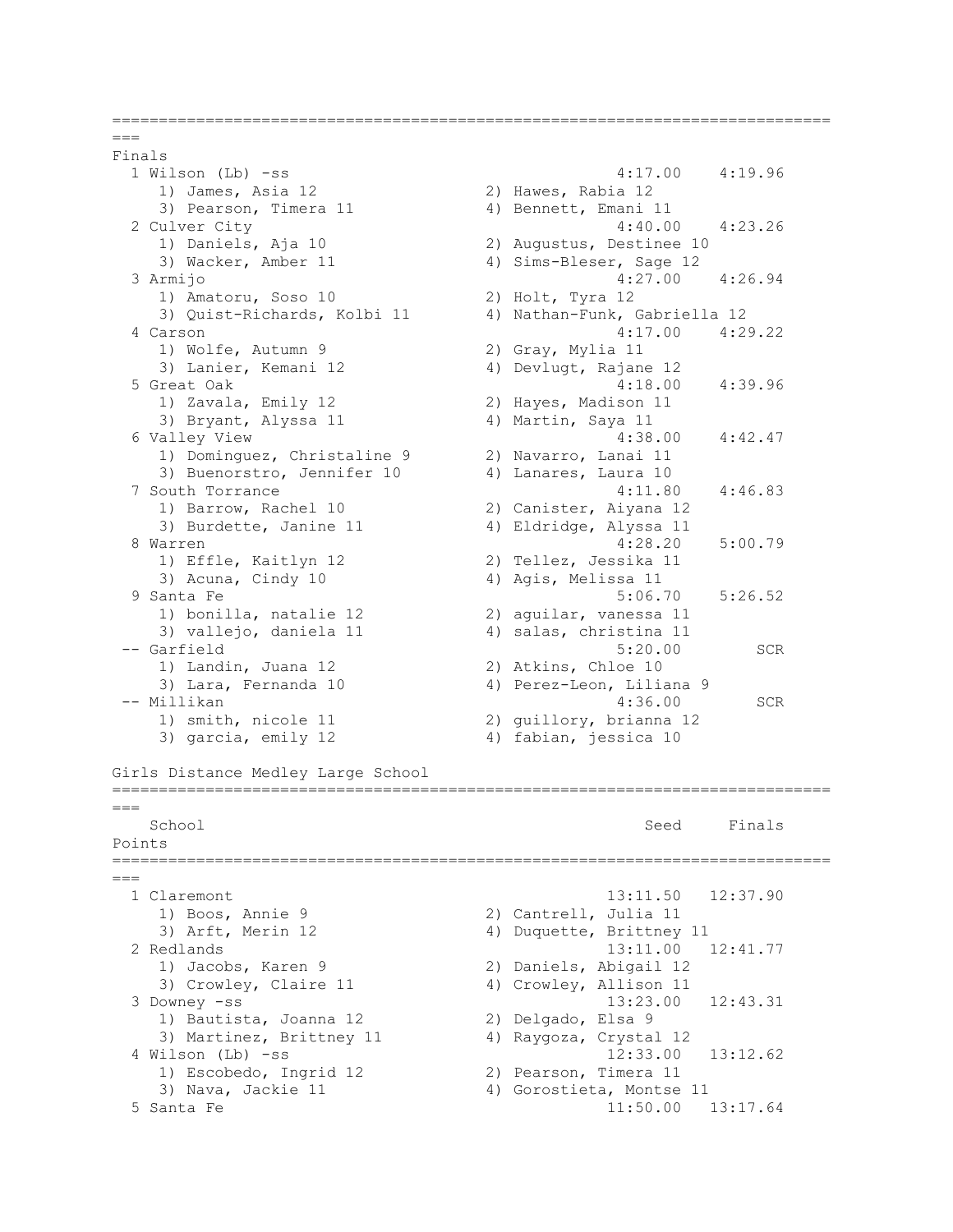```
================================================================================
===
Finals
  1 Wilson (Lb) -ss                                 4:17.00    4:19.96
     1) James, Asia 12                2) Hawes, Rabia 12
     3) Pearson, Timera 11            4) Bennett, Emani 11
  2 Culver City                                     4:40.00    4:23.26
     1) Daniels, Aja 10               2) Augustus, Destinee 10
     3) Wacker, Amber 11              4) Sims-Bleser, Sage 12
  3 Armijo                                          4:27.00    4:26.94
     1) Amatoru, Soso 10              2) Holt, Tyra 12
     3) Quist-Richards, Kolbi 11      4) Nathan-Funk, Gabriella 12
  4 Carson                                          4:17.00    4:29.22
     1) Wolfe, Autumn 9               2) Gray, Mylia 11
     3) Lanier, Kemani 12             4) Devlugt, Rajane 12
  5 Great Oak                                       4:18.00    4:39.96
     1) Zavala, Emily 12              2) Hayes, Madison 11
     3) Bryant, Alyssa 11             4) Martin, Saya 11
  6 Valley View                                     4:38.00    4:42.47
     1) Dominguez, Christaline 9      2) Navarro, Lanai 11
     3) Buenorstro, Jennifer 10       4) Lanares, Laura 10
  7 South Torrance                                  4:11.80    4:46.83
     1) Barrow, Rachel 10             2) Canister, Aiyana 12
     3) Burdette, Janine 11           4) Eldridge, Alyssa 11
  8 Warren                                          4:28.20    5:00.79
     1) Effle, Kaitlyn 12             2) Tellez, Jessika 11
     3) Acuna, Cindy 10               4) Agis, Melissa 11
  9 Santa Fe                                        5:06.70    5:26.52
     1) bonilla, natalie 12           2) aguilar, vanessa 11
     3) vallejo, daniela 11           4) salas, christina 11
 -- Garfield                                        5:20.00        SCR
     1) Landin, Juana 12              2) Atkins, Chloe 10
     3) Lara, Fernanda 10             4) Perez-Leon, Liliana 9
 -- Millikan                                        4:36.00        SCR
     1) smith, nicole 11              2) guillory, brianna 12
     3) garcia, emily 12              4) fabian, jessica 10

Girls Distance Medley Large School
================================================================================
===
    School                                            Seed     Finals
Points
================================================================================
===
  1 Claremont                                      13:11.50   12:37.90
     1) Boos, Annie 9                 2) Cantrell, Julia 11
     3) Arft, Merin 12                4) Duquette, Brittney 11
  2 Redlands                                       13:11.00   12:41.77
     1) Jacobs, Karen 9               2) Daniels, Abigail 12
     3) Crowley, Claire 11            4) Crowley, Allison 11
  3 Downey -ss                                     13:23.00   12:43.31
     1) Bautista, Joanna 12           2) Delgado, Elsa 9
     3) Martinez, Brittney 11         4) Raygoza, Crystal 12
  4 Wilson (Lb) -ss                                12:33.00   13:12.62
     1) Escobedo, Ingrid 12           2) Pearson, Timera 11
     3) Nava, Jackie 11               4) Gorostieta, Montse 11
  5 Santa Fe                                       11:50.00   13:17.64
```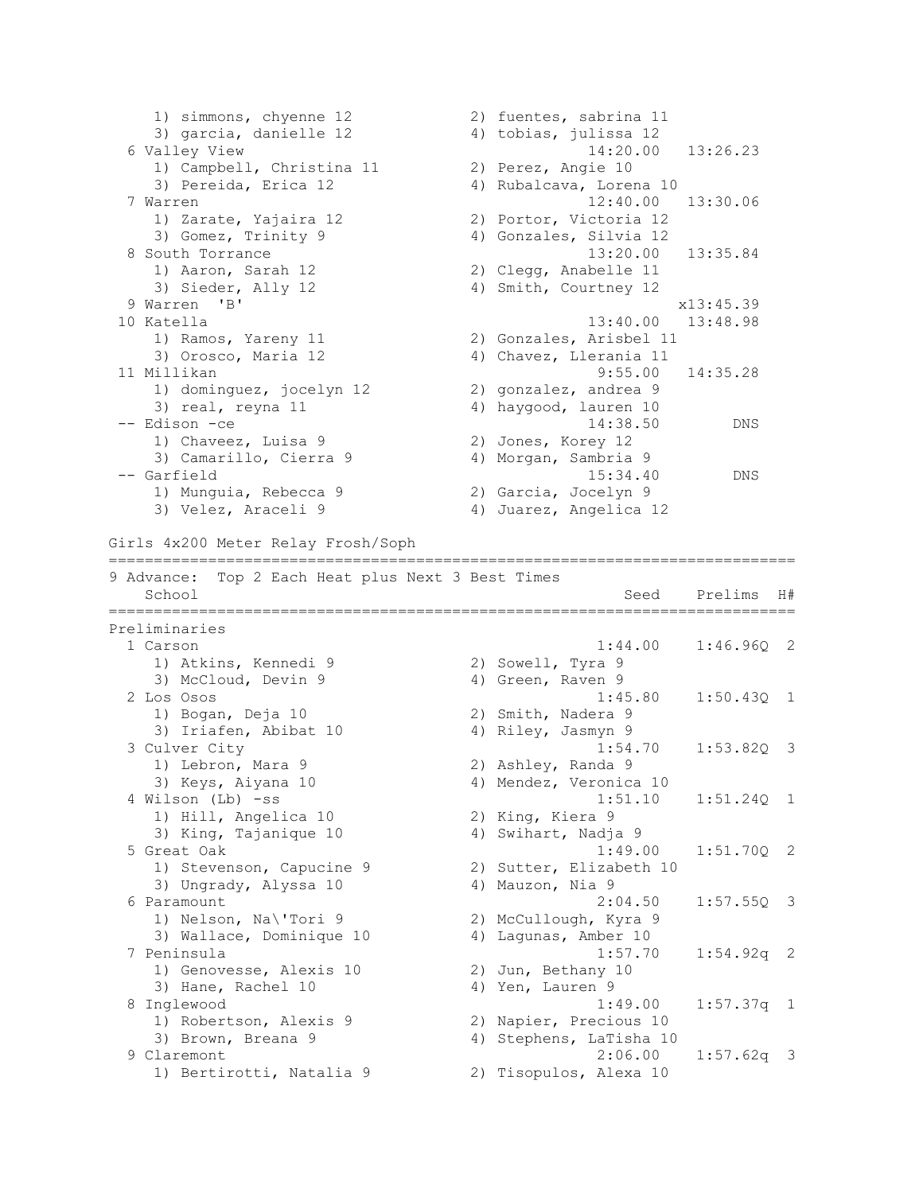```
    1) simmons, chyenne 12            2) fuentes, sabrina 11
    3) garcia, danielle 12            4) tobias, julissa 12
  6 Valley View                                 14:20.00   13:26.23
    1) Campbell, Christina 11         2) Perez, Angie 10
    3) Pereida, Erica 12              4) Rubalcava, Lorena 10
  7 Warren                                      12:40.00   13:30.06
    1) Zarate, Yajaira 12             2) Portor, Victoria 12
    3) Gomez, Trinity 9               4) Gonzales, Silvia 12
  8 South Torrance                              13:20.00   13:35.84
    1) Aaron, Sarah 12                2) Clegg, Anabelle 11
    3) Sieder, Ally 12                4) Smith, Courtney 12
  9 Warren  'B'                                           x13:45.39
 10 Katella                                     13:40.00   13:48.98
    1) Ramos, Yareny 11               2) Gonzales, Arisbel 11
    3) Orosco, Maria 12               4) Chavez, Llerania 11
 11 Millikan                                     9:55.00   14:35.28
    1) dominguez, jocelyn 12          2) gonzalez, andrea 9
    3) real, reyna 11                 4) haygood, lauren 10
 -- Edison -ce                                  14:38.50        DNS
    1) Chaveez, Luisa 9               2) Jones, Korey 12
    3) Camarillo, Cierra 9            4) Morgan, Sambria 9
 -- Garfield                                    15:34.40        DNS
    1) Munguia, Rebecca 9             2) Garcia, Jocelyn 9
    3) Velez, Araceli 9               4) Juarez, Angelica 12

Girls 4x200 Meter Relay Frosh/Soph
=============================================================================
9 Advance:  Top 2 Each Heat plus Next 3 Best Times
    School                                          Seed    Prelims  H#
=============================================================================
Preliminaries
  1 Carson                                       1:44.00    1:46.96Q  2
    1) Atkins, Kennedi 9              2) Sowell, Tyra 9
    3) McCloud, Devin 9               4) Green, Raven 9
  2 Los Osos                                     1:45.80    1:50.43Q  1
    1) Bogan, Deja 10                 2) Smith, Nadera 9
    3) Iriafen, Abibat 10             4) Riley, Jasmyn 9
  3 Culver City                                  1:54.70    1:53.82Q  3
    1) Lebron, Mara 9                 2) Ashley, Randa 9
    3) Keys, Aiyana 10                4) Mendez, Veronica 10
  4 Wilson (Lb) -ss                              1:51.10    1:51.24Q  1
    1) Hill, Angelica 10              2) King, Kiera 9
    3) King, Tajanique 10             4) Swihart, Nadja 9
  5 Great Oak                                    1:49.00    1:51.70Q  2
    1) Stevenson, Capucine 9          2) Sutter, Elizabeth 10
    3) Ungrady, Alyssa 10             4) Mauzon, Nia 9
  6 Paramount                                    2:04.50    1:57.55Q  3
    1) Nelson, Na\'Tori 9             2) McCullough, Kyra 9
    3) Wallace, Dominique 10          4) Lagunas, Amber 10
  7 Peninsula                                    1:57.70    1:54.92q  2
    1) Genovesse, Alexis 10           2) Jun, Bethany 10
    3) Hane, Rachel 10                4) Yen, Lauren 9
  8 Inglewood                                    1:49.00    1:57.37q  1
    1) Robertson, Alexis 9            2) Napier, Precious 10
    3) Brown, Breana 9                4) Stephens, LaTisha 10
  9 Claremont                                    2:06.00    1:57.62q  3
    1) Bertirotti, Natalia 9          2) Tisopulos, Alexa 10
```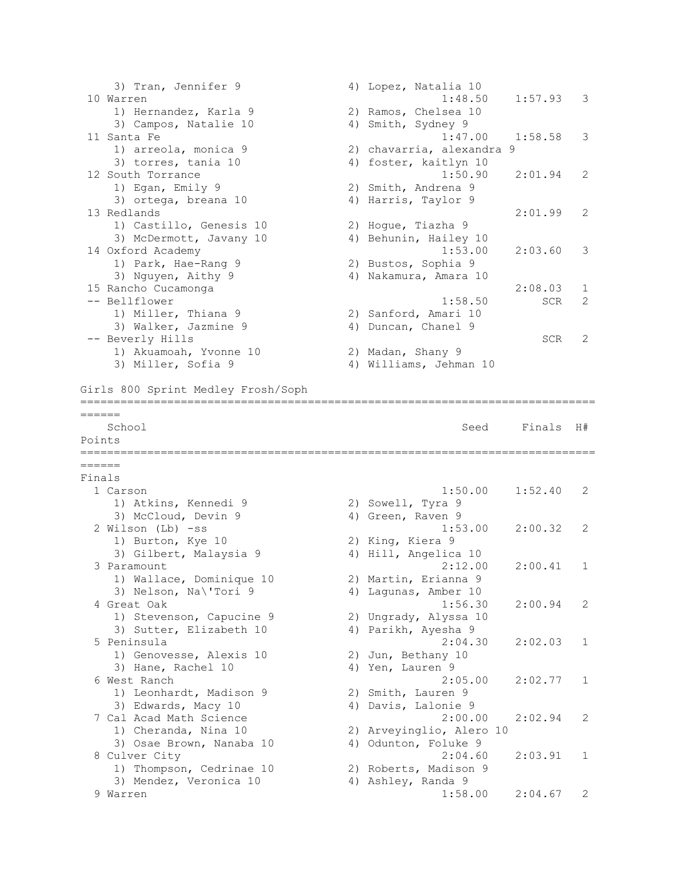```
    3) Tran, Jennifer 9                 4) Lopez, Natalia 10
 10 Warren                                            1:48.50    1:57.93   3
    1) Hernandez, Karla 9               2) Ramos, Chelsea 10
    3) Campos, Natalie 10               4) Smith, Sydney 9
 11 Santa Fe                                          1:47.00    1:58.58   3
    1) arreola, monica 9                2) chavarria, alexandra 9
    3) torres, tania 10                 4) foster, kaitlyn 10
 12 South Torrance                                    1:50.90    2:01.94   2
    1) Egan, Emily 9                    2) Smith, Andrena 9
    3) ortega, breana 10                4) Harris, Taylor 9
 13 Redlands                                                     2:01.99   2
    1) Castillo, Genesis 10             2) Hogue, Tiazha 9
    3) McDermott, Javany 10             4) Behunin, Hailey 10
 14 Oxford Academy                                    1:53.00    2:03.60   3
    1) Park, Hae-Rang 9                 2) Bustos, Sophia 9
    3) Nguyen, Aithy 9                  4) Nakamura, Amara 10
 15 Rancho Cucamonga                                             2:08.03   1
 -- Bellflower                                        1:58.50        SCR   2
    1) Miller, Thiana 9                 2) Sanford, Amari 10
    3) Walker, Jazmine 9                4) Duncan, Chanel 9
 -- Beverly Hills                                                    SCR   2
    1) Akuamoah, Yvonne 10              2) Madan, Shany 9
    3) Miller, Sofia 9                  4) Williams, Jehman 10

Girls 800 Sprint Medley Frosh/Soph
================================================================================
======
   School                                               Seed     Finals  H#
Points
================================================================================
======
Finals
  1 Carson                                            1:50.00    1:52.40   2
    1) Atkins, Kennedi 9                2) Sowell, Tyra 9
    3) McCloud, Devin 9                 4) Green, Raven 9
  2 Wilson (Lb) -ss                                   1:53.00    2:00.32   2
    1) Burton, Kye 10                   2) King, Kiera 9
    3) Gilbert, Malaysia 9              4) Hill, Angelica 10
  3 Paramount                                         2:12.00    2:00.41   1
    1) Wallace, Dominique 10            2) Martin, Erianna 9
    3) Nelson, Na\'Tori 9               4) Lagunas, Amber 10
  4 Great Oak                                         1:56.30    2:00.94   2
    1) Stevenson, Capucine 9            2) Ungrady, Alyssa 10
    3) Sutter, Elizabeth 10             4) Parikh, Ayesha 9
  5 Peninsula                                         2:04.30    2:02.03   1
    1) Genovesse, Alexis 10             2) Jun, Bethany 10
    3) Hane, Rachel 10                  4) Yen, Lauren 9
  6 West Ranch                                        2:05.00    2:02.77   1
    1) Leonhardt, Madison 9             2) Smith, Lauren 9
    3) Edwards, Macy 10                 4) Davis, Lalonie 9
  7 Cal Acad Math Science                             2:00.00    2:02.94   2
    1) Cheranda, Nina 10                2) Arveyinglio, Alero 10
    3) Osae Brown, Nanaba 10            4) Odunton, Foluke 9
  8 Culver City                                       2:04.60    2:03.91   1
    1) Thompson, Cedrinae 10            2) Roberts, Madison 9
    3) Mendez, Veronica 10              4) Ashley, Randa 9
  9 Warren                                            1:58.00    2:04.67   2
```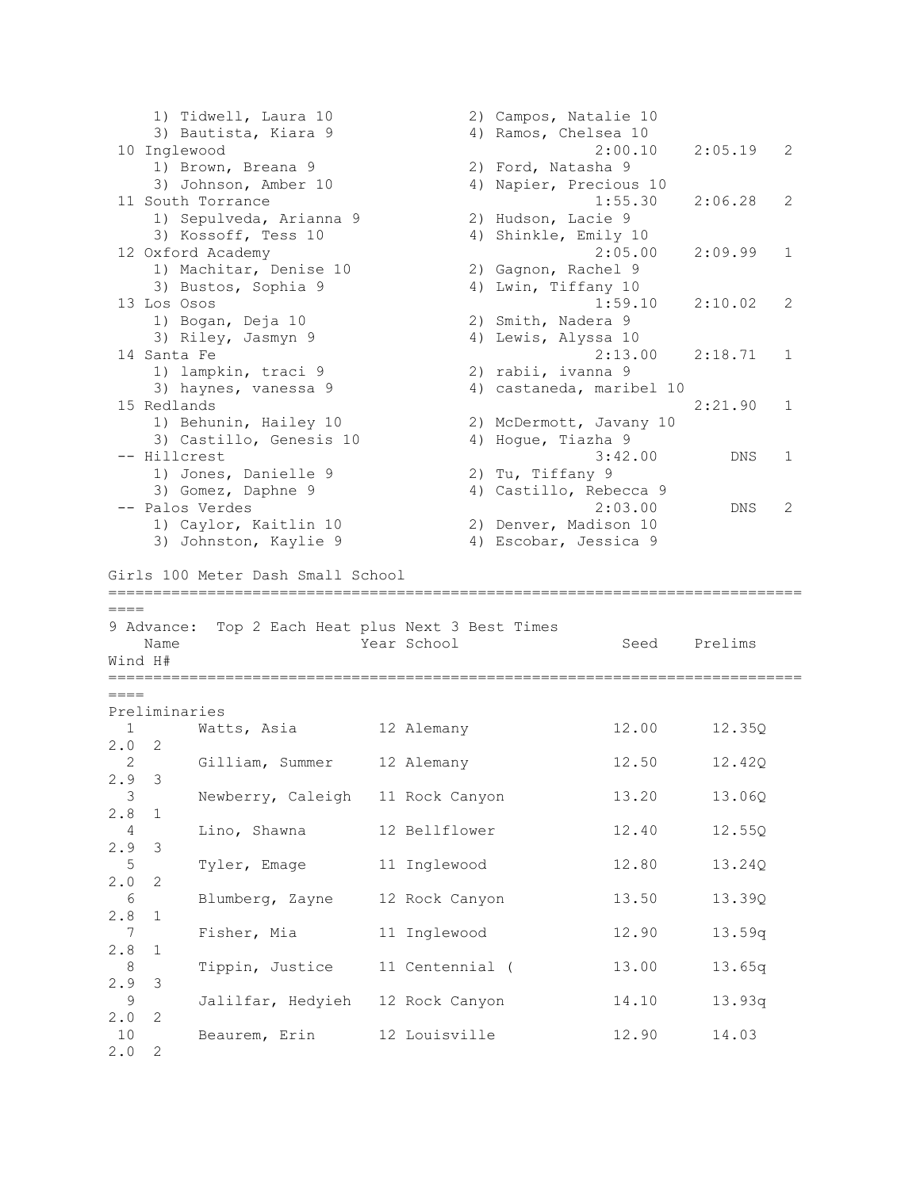```
    1) Tidwell, Laura 10              2) Campos, Natalie 10
    3) Bautista, Kiara 9              4) Ramos, Chelsea 10
 10 Inglewood                                    2:00.10    2:05.19   2
    1) Brown, Breana 9                2) Ford, Natasha 9
    3) Johnson, Amber 10              4) Napier, Precious 10
 11 South Torrance                               1:55.30    2:06.28   2
    1) Sepulveda, Arianna 9           2) Hudson, Lacie 9
    3) Kossoff, Tess 10               4) Shinkle, Emily 10
 12 Oxford Academy                               2:05.00    2:09.99   1
    1) Machitar, Denise 10            2) Gagnon, Rachel 9
    3) Bustos, Sophia 9               4) Lwin, Tiffany 10
 13 Los Osos                                     1:59.10    2:10.02   2
    1) Bogan, Deja 10                 2) Smith, Nadera 9
    3) Riley, Jasmyn 9                4) Lewis, Alyssa 10
 14 Santa Fe                                     2:13.00    2:18.71   1
    1) lampkin, traci 9               2) rabii, ivanna 9
    3) haynes, vanessa 9              4) castaneda, maribel 10
 15 Redlands                                                2:21.90   1
    1) Behunin, Hailey 10             2) McDermott, Javany 10
    3) Castillo, Genesis 10           4) Hogue, Tiazha 9
 -- Hillcrest                                    3:42.00        DNS   1
    1) Jones, Danielle 9              2) Tu, Tiffany 9
    3) Gomez, Daphne 9                4) Castillo, Rebecca 9
 -- Palos Verdes                                 2:03.00        DNS   2
    1) Caylor, Kaitlin 10             2) Denver, Madison 10
    3) Johnston, Kaylie 9             4) Escobar, Jessica 9

Girls 100 Meter Dash Small School
================================================================================
====
9 Advance:  Top 2 Each Heat plus Next 3 Best Times
    Name                    Year School                 Seed    Prelims
Wind H#
================================================================================
====
Preliminaries
  1       Watts, Asia         12 Alemany               12.00      12.35Q
2.0  2
  2       Gilliam, Summer     12 Alemany               12.50      12.42Q
2.9  3
  3       Newberry, Caleigh   11 Rock Canyon           13.20      13.06Q
2.8  1
  4       Lino, Shawna        12 Bellflower            12.40      12.55Q
2.9  3
  5       Tyler, Emage        11 Inglewood             12.80      13.24Q
2.0  2
  6       Blumberg, Zayne     12 Rock Canyon           13.50      13.39Q
2.8  1
  7       Fisher, Mia         11 Inglewood             12.90      13.59q
2.8  1
  8       Tippin, Justice     11 Centennial (          13.00      13.65q
2.9  3
  9       Jalilfar, Hedyieh   12 Rock Canyon           14.10      13.93q
2.0  2
 10       Beaurem, Erin       12 Louisville            12.90      14.03
2.0  2
```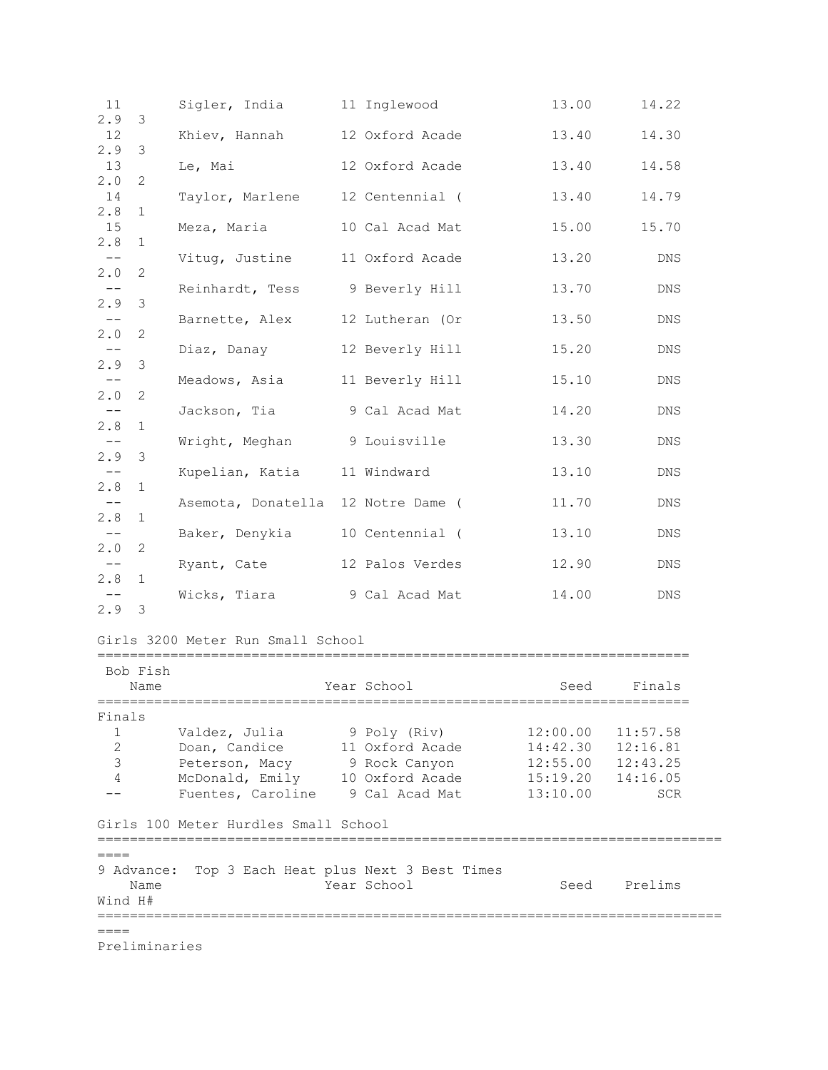| Place | Name | Year | School | Seed | Prelims | Wind | H# |
|---|---|---|---|---|---|---|---|
| 11 | Sigler, India | 11 | Inglewood | 13.00 | 14.22 | 2.9 | 3 |
| 12 | Khiev, Hannah | 12 | Oxford Acade | 13.40 | 14.30 | 2.9 | 3 |
| 13 | Le, Mai | 12 | Oxford Acade | 13.40 | 14.58 | 2.0 | 2 |
| 14 | Taylor, Marlene | 12 | Centennial ( | 13.40 | 14.79 | 2.8 | 1 |
| 15 | Meza, Maria | 10 | Cal Acad Mat | 15.00 | 15.70 | 2.8 | 1 |
| -- | Vitug, Justine | 11 | Oxford Acade | 13.20 | DNS | 2.0 | 2 |
| -- | Reinhardt, Tess | 9 | Beverly Hill | 13.70 | DNS | 2.9 | 3 |
| -- | Barnette, Alex | 12 | Lutheran (Or | 13.50 | DNS | 2.0 | 2 |
| -- | Diaz, Danay | 12 | Beverly Hill | 15.20 | DNS | 2.9 | 3 |
| -- | Meadows, Asia | 11 | Beverly Hill | 15.10 | DNS | 2.0 | 2 |
| -- | Jackson, Tia | 9 | Cal Acad Mat | 14.20 | DNS | 2.8 | 1 |
| -- | Wright, Meghan | 9 | Louisville | 13.30 | DNS | 2.9 | 3 |
| -- | Kupelian, Katia | 11 | Windward | 13.10 | DNS | 2.8 | 1 |
| -- | Asemota, Donatella | 12 | Notre Dame ( | 11.70 | DNS | 2.8 | 1 |
| -- | Baker, Denykia | 10 | Centennial ( | 13.10 | DNS | 2.0 | 2 |
| -- | Ryant, Cate | 12 | Palos Verdes | 12.90 | DNS | 2.8 | 1 |
| -- | Wicks, Tiara | 9 | Cal Acad Mat | 14.00 | DNS | 2.9 | 3 |

## Girls 3200 Meter Run Small School

Bob Fish

| Place | Name | Year | School | Seed | Finals |
|---|---|---|---|---|---|
| **Finals** | | | | | |
| 1 | Valdez, Julia | 9 | Poly (Riv) | 12:00.00 | 11:57.58 |
| 2 | Doan, Candice | 11 | Oxford Acade | 14:42.30 | 12:16.81 |
| 3 | Peterson, Macy | 9 | Rock Canyon | 12:55.00 | 12:43.25 |
| 4 | McDonald, Emily | 10 | Oxford Acade | 15:19.20 | 14:16.05 |
| -- | Fuentes, Caroline | 9 | Cal Acad Mat | 13:10.00 | SCR |

## Girls 100 Meter Hurdles Small School

9 Advance: Top 3 Each Heat plus Next 3 Best Times

| Place | Name | Year | School | Seed | Prelims | Wind | H# |
|---|---|---|---|---|---|---|---|

Preliminaries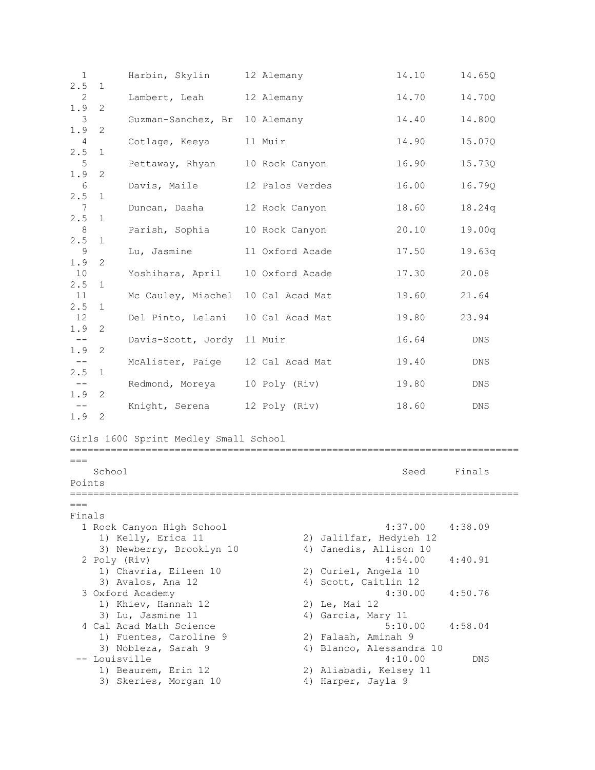| Place | Name | Year | School | Seed | Finals | Wind | H# |
|---|---|---|---|---|---|---|---|
| 1 | Harbin, Skylin | 12 | Alemany | 14.10 | 14.65Q | 2.5 | 1 |
| 2 | Lambert, Leah | 12 | Alemany | 14.70 | 14.70Q | 1.9 | 2 |
| 3 | Guzman-Sanchez, Br | 10 | Alemany | 14.40 | 14.80Q | 1.9 | 2 |
| 4 | Cotlage, Keeya | 11 | Muir | 14.90 | 15.07Q | 2.5 | 1 |
| 5 | Pettaway, Rhyan | 10 | Rock Canyon | 16.90 | 15.73Q | 1.9 | 2 |
| 6 | Davis, Maile | 12 | Palos Verdes | 16.00 | 16.79Q | 2.5 | 1 |
| 7 | Duncan, Dasha | 12 | Rock Canyon | 18.60 | 18.24q | 2.5 | 1 |
| 8 | Parish, Sophia | 10 | Rock Canyon | 20.10 | 19.00q | 2.5 | 1 |
| 9 | Lu, Jasmine | 11 | Oxford Acade | 17.50 | 19.63q | 1.9 | 2 |
| 10 | Yoshihara, April | 10 | Oxford Acade | 17.30 | 20.08 | 2.5 | 1 |
| 11 | Mc Cauley, Miachel | 10 | Cal Acad Mat | 19.60 | 21.64 | 2.5 | 1 |
| 12 | Del Pinto, Lelani | 10 | Cal Acad Mat | 19.80 | 23.94 | 1.9 | 2 |
| -- | Davis-Scott, Jordy | 11 | Muir | 16.64 | DNS | 1.9 | 2 |
| -- | McAlister, Paige | 12 | Cal Acad Mat | 19.40 | DNS | 2.5 | 1 |
| -- | Redmond, Moreya | 10 | Poly (Riv) | 19.80 | DNS | 1.9 | 2 |
| -- | Knight, Serena | 12 | Poly (Riv) | 18.60 | DNS | 1.9 | 2 |

## Girls 1600 Sprint Medley Small School

| Place | School | Seed | Finals | Points |
|---|---|---|---|---|
| **Finals** | | | | |
| 1 | Rock Canyon High School | 4:37.00 | 4:38.09 | |
| | 1) Kelly, Erica 11; 2) Jalilfar, Hedyieh 12; 3) Newberry, Brooklyn 10; 4) Janedis, Allison 10 | | | |
| 2 | Poly (Riv) | 4:54.00 | 4:40.91 | |
| | 1) Chavria, Eileen 10; 2) Curiel, Angela 10; 3) Avalos, Ana 12; 4) Scott, Caitlin 12 | | | |
| 3 | Oxford Academy | 4:30.00 | 4:50.76 | |
| | 1) Khiev, Hannah 12; 2) Le, Mai 12; 3) Lu, Jasmine 11; 4) Garcia, Mary 11 | | | |
| 4 | Cal Acad Math Science | 5:10.00 | 4:58.04 | |
| | 1) Fuentes, Caroline 9; 2) Falaah, Aminah 9; 3) Nobleza, Sarah 9; 4) Blanco, Alessandra 10 | | | |
| -- | Louisville | 4:10.00 | DNS | |
| | 1) Beaurem, Erin 12; 2) Aliabadi, Kelsey 11; 3) Skeries, Morgan 10; 4) Harper, Jayla 9 | | | |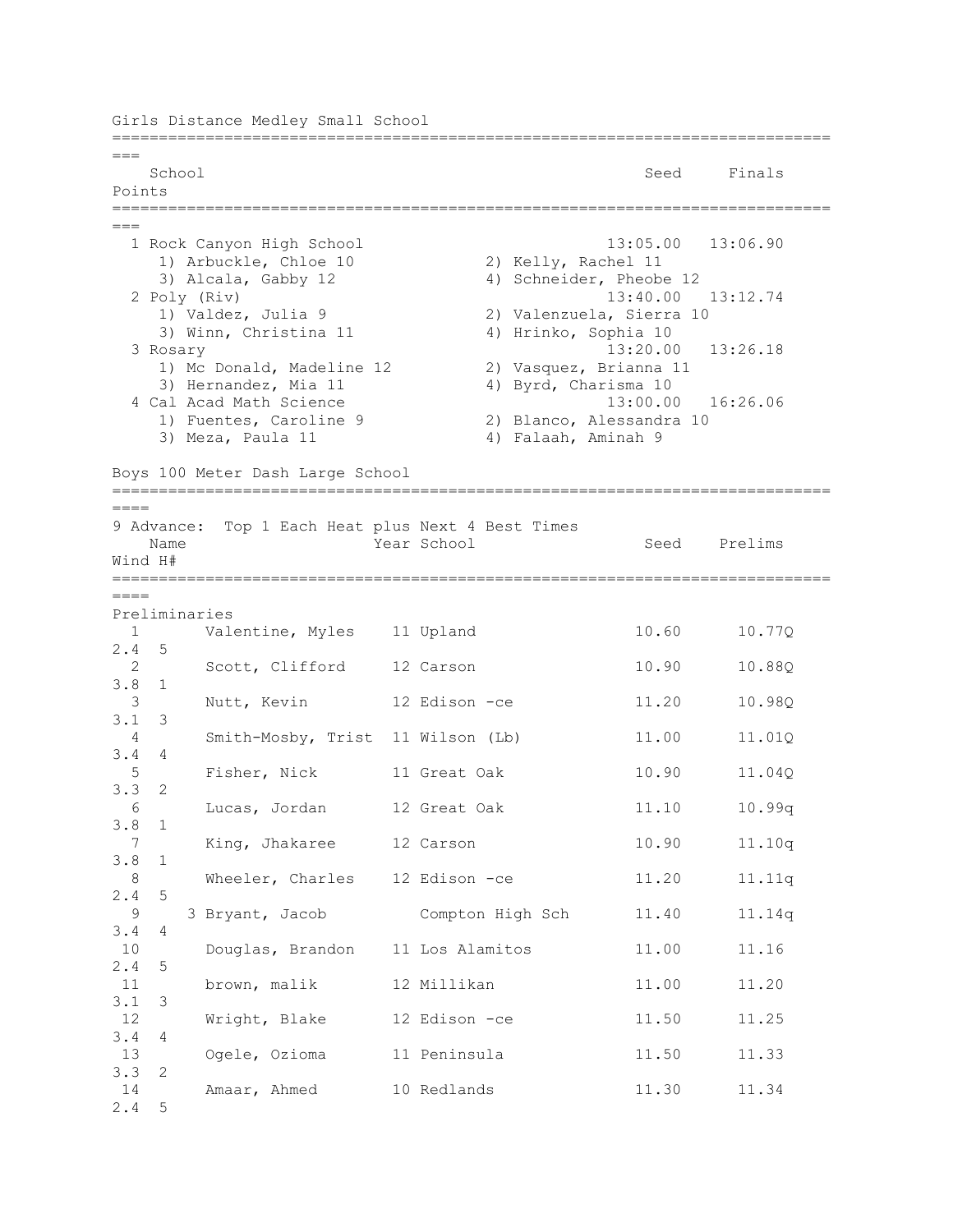## Girls Distance Medley Small School

| | School | Seed | Finals | Points |
|---|---|---|---|---|
| 1 | Rock Canyon High School | 13:05.00 | 13:06.90 | |
| | 1) Arbuckle, Chloe 10 · 2) Kelly, Rachel 11 · 3) Alcala, Gabby 12 · 4) Schneider, Pheobe 12 | | | |
| 2 | Poly (Riv) | 13:40.00 | 13:12.74 | |
| | 1) Valdez, Julia 9 · 2) Valenzuela, Sierra 10 · 3) Winn, Christina 11 · 4) Hrinko, Sophia 10 | | | |
| 3 | Rosary | 13:20.00 | 13:26.18 | |
| | 1) Mc Donald, Madeline 12 · 2) Vasquez, Brianna 11 · 3) Hernandez, Mia 11 · 4) Byrd, Charisma 10 | | | |
| 4 | Cal Acad Math Science | 13:00.00 | 16:26.06 | |
| | 1) Fuentes, Caroline 9 · 2) Blanco, Alessandra 10 · 3) Meza, Paula 11 · 4) Falaah, Aminah 9 | | | |

## Boys 100 Meter Dash Large School

9 Advance: Top 1 Each Heat plus Next 4 Best Times

**Preliminaries**

| | Name | Year | School | Seed | Prelims | Wind | H# |
|---|---|---|---|---|---|---|---|
| 1 | Valentine, Myles | 11 | Upland | 10.60 | 10.77Q | 2.4 | 5 |
| 2 | Scott, Clifford | 12 | Carson | 10.90 | 10.88Q | 3.8 | 1 |
| 3 | Nutt, Kevin | 12 | Edison -ce | 11.20 | 10.98Q | 3.1 | 3 |
| 4 | Smith-Mosby, Trist | 11 | Wilson (Lb) | 11.00 | 11.01Q | 3.4 | 4 |
| 5 | Fisher, Nick | 11 | Great Oak | 10.90 | 11.04Q | 3.3 | 2 |
| 6 | Lucas, Jordan | 12 | Great Oak | 11.10 | 10.99q | 3.8 | 1 |
| 7 | King, Jhakaree | 12 | Carson | 10.90 | 11.10q | 3.8 | 1 |
| 8 | Wheeler, Charles | 12 | Edison -ce | 11.20 | 11.11q | 2.4 | 5 |
| 9 | 3 Bryant, Jacob | | Compton High Sch | 11.40 | 11.14q | 3.4 | 4 |
| 10 | Douglas, Brandon | 11 | Los Alamitos | 11.00 | 11.16 | 2.4 | 5 |
| 11 | brown, malik | 12 | Millikan | 11.00 | 11.20 | 3.1 | 3 |
| 12 | Wright, Blake | 12 | Edison -ce | 11.50 | 11.25 | 3.4 | 4 |
| 13 | Ogele, Ozioma | 11 | Peninsula | 11.50 | 11.33 | 3.3 | 2 |
| 14 | Amaar, Ahmed | 10 | Redlands | 11.30 | 11.34 | 2.4 | 5 |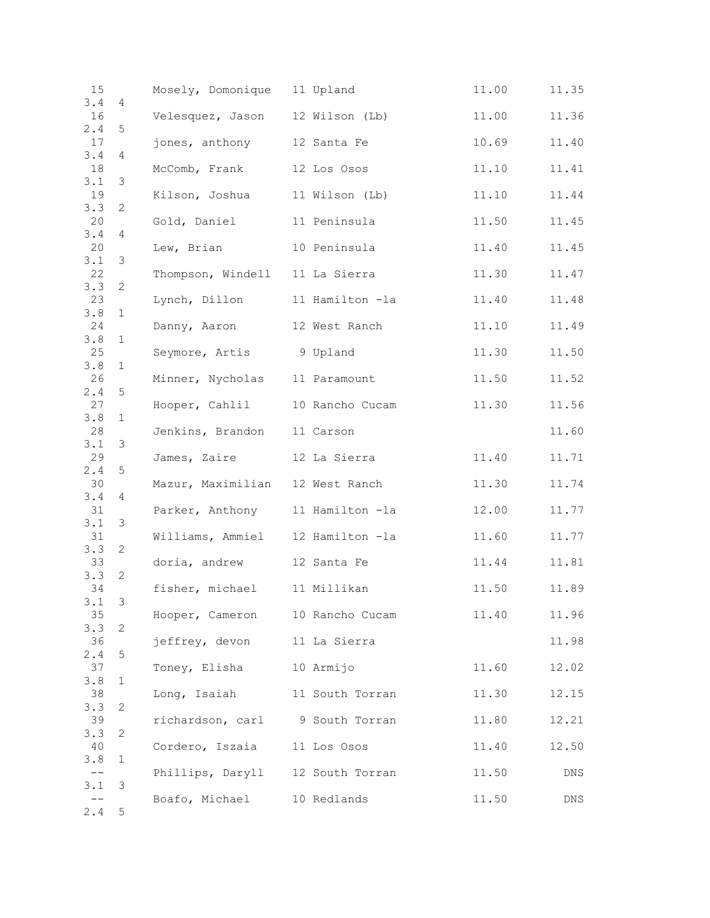| Place | Name | Year | School | Seed | Finals | Wind | Heat |
|---|---|---|---|---|---|---|---|
| 15 | Mosely, Domonique | 11 | Upland | 11.00 | 11.35 | 3.4 | 4 |
| 16 | Velesquez, Jason | 12 | Wilson (Lb) | 11.00 | 11.36 | 2.4 | 5 |
| 17 | jones, anthony | 12 | Santa Fe | 10.69 | 11.40 | 3.4 | 4 |
| 18 | McComb, Frank | 12 | Los Osos | 11.10 | 11.41 | 3.1 | 3 |
| 19 | Kilson, Joshua | 11 | Wilson (Lb) | 11.10 | 11.44 | 3.3 | 2 |
| 20 | Gold, Daniel | 11 | Peninsula | 11.50 | 11.45 | 3.4 | 4 |
| 20 | Lew, Brian | 10 | Peninsula | 11.40 | 11.45 | 3.1 | 3 |
| 22 | Thompson, Windell | 11 | La Sierra | 11.30 | 11.47 | 3.3 | 2 |
| 23 | Lynch, Dillon | 11 | Hamilton -la | 11.40 | 11.48 | 3.8 | 1 |
| 24 | Danny, Aaron | 12 | West Ranch | 11.10 | 11.49 | 3.8 | 1 |
| 25 | Seymore, Artis | 9 | Upland | 11.30 | 11.50 | 3.8 | 1 |
| 26 | Minner, Nycholas | 11 | Paramount | 11.50 | 11.52 | 2.4 | 5 |
| 27 | Hooper, Cahlil | 10 | Rancho Cucam | 11.30 | 11.56 | 3.8 | 1 |
| 28 | Jenkins, Brandon | 11 | Carson | | 11.60 | 3.1 | 3 |
| 29 | James, Zaire | 12 | La Sierra | 11.40 | 11.71 | 2.4 | 5 |
| 30 | Mazur, Maximilian | 12 | West Ranch | 11.30 | 11.74 | 3.4 | 4 |
| 31 | Parker, Anthony | 11 | Hamilton -la | 12.00 | 11.77 | 3.1 | 3 |
| 31 | Williams, Ammiel | 12 | Hamilton -la | 11.60 | 11.77 | 3.3 | 2 |
| 33 | doria, andrew | 12 | Santa Fe | 11.44 | 11.81 | 3.3 | 2 |
| 34 | fisher, michael | 11 | Millikan | 11.50 | 11.89 | 3.1 | 3 |
| 35 | Hooper, Cameron | 10 | Rancho Cucam | 11.40 | 11.96 | 3.3 | 2 |
| 36 | jeffrey, devon | 11 | La Sierra | | 11.98 | 2.4 | 5 |
| 37 | Toney, Elisha | 10 | Armijo | 11.60 | 12.02 | 3.8 | 1 |
| 38 | Long, Isaiah | 11 | South Torran | 11.30 | 12.15 | 3.3 | 2 |
| 39 | richardson, carl | 9 | South Torran | 11.80 | 12.21 | 3.3 | 2 |
| 40 | Cordero, Iszaia | 11 | Los Osos | 11.40 | 12.50 | 3.8 | 1 |
| -- | Phillips, Daryll | 12 | South Torran | 11.50 | DNS | 3.1 | 3 |
| -- | Boafo, Michael | 10 | Redlands | 11.50 | DNS | 2.4 | 5 |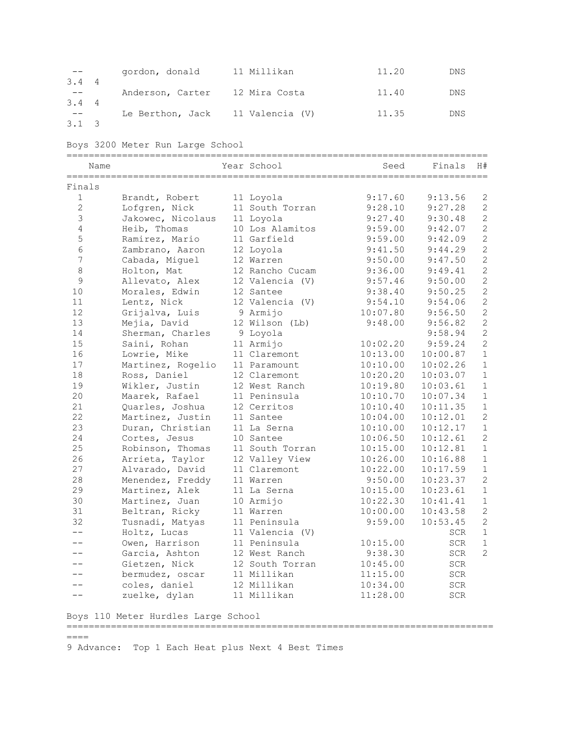| | Name | Year | School | Seed | Finals | Wind | H# |
|---|---|---|---|---|---|---|---|
| -- | gordon, donald | 11 | Millikan | 11.20 | DNS | 3.4 | 4 |
| -- | Anderson, Carter | 12 | Mira Costa | 11.40 | DNS | 3.4 | 4 |
| -- | Le Berthon, Jack | 11 | Valencia (V) | 11.35 | DNS | 3.1 | 3 |

## Boys 3200 Meter Run Large School

**Finals**

| | Name | Year | School | Seed | Finals | H# |
|---|---|---|---|---|---|---|
| 1 | Brandt, Robert | 11 | Loyola | 9:17.60 | 9:13.56 | 2 |
| 2 | Lofgren, Nick | 11 | South Torran | 9:28.10 | 9:27.28 | 2 |
| 3 | Jakowec, Nicolaus | 11 | Loyola | 9:27.40 | 9:30.48 | 2 |
| 4 | Heib, Thomas | 10 | Los Alamitos | 9:59.00 | 9:42.07 | 2 |
| 5 | Ramirez, Mario | 11 | Garfield | 9:59.00 | 9:42.09 | 2 |
| 6 | Zambrano, Aaron | 12 | Loyola | 9:41.50 | 9:44.29 | 2 |
| 7 | Cabada, Miguel | 12 | Warren | 9:50.00 | 9:47.50 | 2 |
| 8 | Holton, Mat | 12 | Rancho Cucam | 9:36.00 | 9:49.41 | 2 |
| 9 | Allevato, Alex | 12 | Valencia (V) | 9:57.46 | 9:50.00 | 2 |
| 10 | Morales, Edwin | 12 | Santee | 9:38.40 | 9:50.25 | 2 |
| 11 | Lentz, Nick | 12 | Valencia (V) | 9:54.10 | 9:54.06 | 2 |
| 12 | Grijalva, Luis | 9 | Armijo | 10:07.80 | 9:56.50 | 2 |
| 13 | Mejia, David | 12 | Wilson (Lb) | 9:48.00 | 9:56.82 | 2 |
| 14 | Sherman, Charles | 9 | Loyola | | 9:58.94 | 2 |
| 15 | Saini, Rohan | 11 | Armijo | 10:02.20 | 9:59.24 | 2 |
| 16 | Lowrie, Mike | 11 | Claremont | 10:13.00 | 10:00.87 | 1 |
| 17 | Martinez, Rogelio | 11 | Paramount | 10:10.00 | 10:02.26 | 1 |
| 18 | Ross, Daniel | 12 | Claremont | 10:20.20 | 10:03.07 | 1 |
| 19 | Wikler, Justin | 12 | West Ranch | 10:19.80 | 10:03.61 | 1 |
| 20 | Maarek, Rafael | 11 | Peninsula | 10:10.70 | 10:07.34 | 1 |
| 21 | Quarles, Joshua | 12 | Cerritos | 10:10.40 | 10:11.35 | 1 |
| 22 | Martinez, Justin | 11 | Santee | 10:04.00 | 10:12.01 | 2 |
| 23 | Duran, Christian | 11 | La Serna | 10:10.00 | 10:12.17 | 1 |
| 24 | Cortes, Jesus | 10 | Santee | 10:06.50 | 10:12.61 | 2 |
| 25 | Robinson, Thomas | 11 | South Torran | 10:15.00 | 10:12.81 | 1 |
| 26 | Arrieta, Taylor | 12 | Valley View | 10:26.00 | 10:16.88 | 1 |
| 27 | Alvarado, David | 11 | Claremont | 10:22.00 | 10:17.59 | 1 |
| 28 | Menendez, Freddy | 11 | Warren | 9:50.00 | 10:23.37 | 2 |
| 29 | Martinez, Alek | 11 | La Serna | 10:15.00 | 10:23.61 | 1 |
| 30 | Martinez, Juan | 10 | Armijo | 10:22.30 | 10:41.41 | 1 |
| 31 | Beltran, Ricky | 11 | Warren | 10:00.00 | 10:43.58 | 2 |
| 32 | Tusnadi, Matyas | 11 | Peninsula | 9:59.00 | 10:53.45 | 2 |
| -- | Holtz, Lucas | 11 | Valencia (V) | | SCR | 1 |
| -- | Owen, Harrison | 11 | Peninsula | 10:15.00 | SCR | 1 |
| -- | Garcia, Ashton | 12 | West Ranch | 9:38.30 | SCR | 2 |
| -- | Gietzen, Nick | 12 | South Torran | 10:45.00 | SCR | |
| -- | bermudez, oscar | 11 | Millikan | 11:15.00 | SCR | |
| -- | coles, daniel | 12 | Millikan | 10:34.00 | SCR | |
| -- | zuelke, dylan | 11 | Millikan | 11:28.00 | SCR | |

## Boys 110 Meter Hurdles Large School

9 Advance: Top 1 Each Heat plus Next 4 Best Times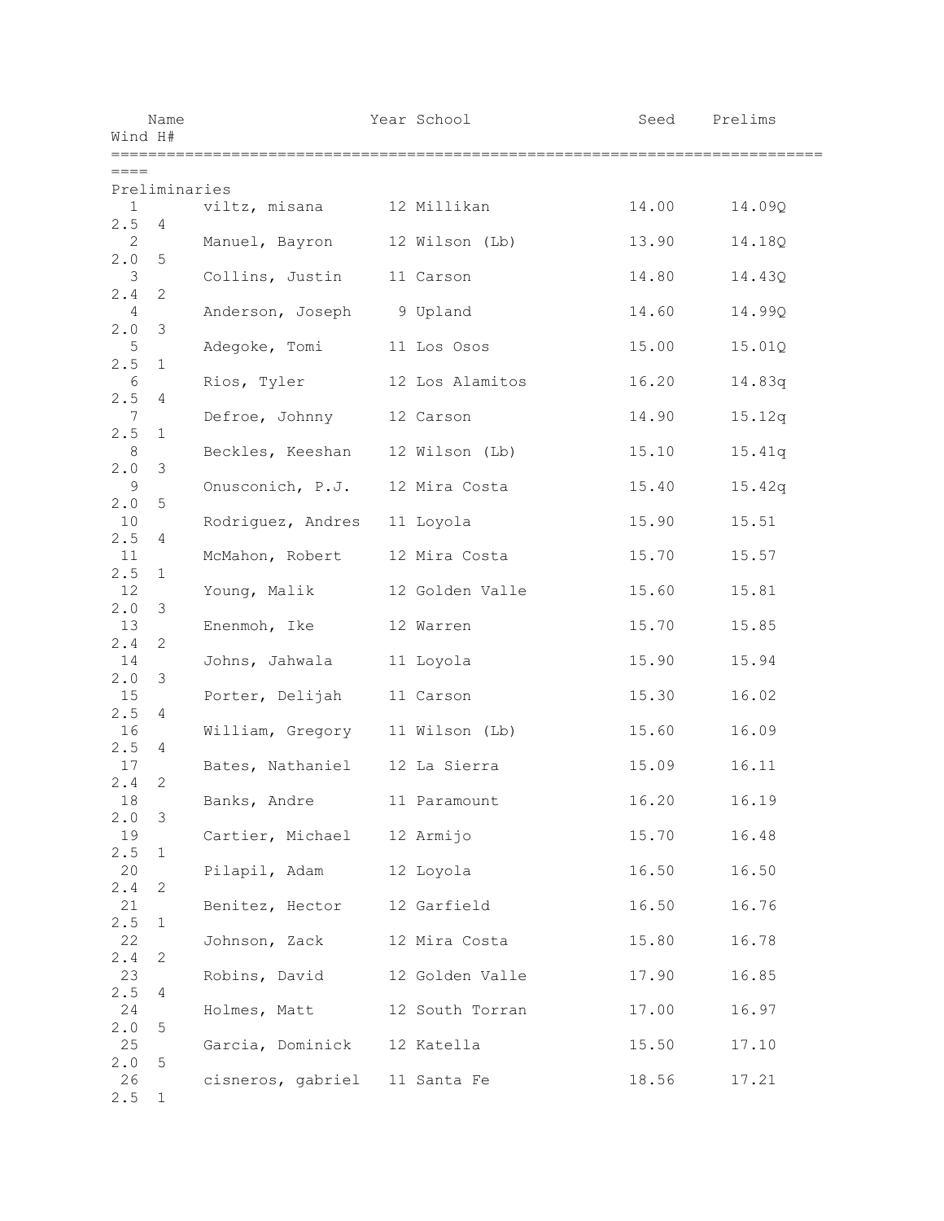| | Name | Year | School | Seed | Prelims | Wind | H# |
|---|---|---|---|---|---|---|---|
| **Preliminaries** | | | | | | | |
| 1 | viltz, misana | 12 | Millikan | 14.00 | 14.09Q | 2.5 | 4 |
| 2 | Manuel, Bayron | 12 | Wilson (Lb) | 13.90 | 14.18Q | 2.0 | 5 |
| 3 | Collins, Justin | 11 | Carson | 14.80 | 14.43Q | 2.4 | 2 |
| 4 | Anderson, Joseph | 9 | Upland | 14.60 | 14.99Q | 2.0 | 3 |
| 5 | Adegoke, Tomi | 11 | Los Osos | 15.00 | 15.01Q | 2.5 | 1 |
| 6 | Rios, Tyler | 12 | Los Alamitos | 16.20 | 14.83q | 2.5 | 4 |
| 7 | Defroe, Johnny | 12 | Carson | 14.90 | 15.12q | 2.5 | 1 |
| 8 | Beckles, Keeshan | 12 | Wilson (Lb) | 15.10 | 15.41q | 2.0 | 3 |
| 9 | Onusconich, P.J. | 12 | Mira Costa | 15.40 | 15.42q | 2.0 | 5 |
| 10 | Rodriguez, Andres | 11 | Loyola | 15.90 | 15.51 | 2.5 | 4 |
| 11 | McMahon, Robert | 12 | Mira Costa | 15.70 | 15.57 | 2.5 | 1 |
| 12 | Young, Malik | 12 | Golden Valle | 15.60 | 15.81 | 2.0 | 3 |
| 13 | Enenmoh, Ike | 12 | Warren | 15.70 | 15.85 | 2.4 | 2 |
| 14 | Johns, Jahwala | 11 | Loyola | 15.90 | 15.94 | 2.0 | 3 |
| 15 | Porter, Delijah | 11 | Carson | 15.30 | 16.02 | 2.5 | 4 |
| 16 | William, Gregory | 11 | Wilson (Lb) | 15.60 | 16.09 | 2.5 | 4 |
| 17 | Bates, Nathaniel | 12 | La Sierra | 15.09 | 16.11 | 2.4 | 2 |
| 18 | Banks, Andre | 11 | Paramount | 16.20 | 16.19 | 2.0 | 3 |
| 19 | Cartier, Michael | 12 | Armijo | 15.70 | 16.48 | 2.5 | 1 |
| 20 | Pilapil, Adam | 12 | Loyola | 16.50 | 16.50 | 2.4 | 2 |
| 21 | Benitez, Hector | 12 | Garfield | 16.50 | 16.76 | 2.5 | 1 |
| 22 | Johnson, Zack | 12 | Mira Costa | 15.80 | 16.78 | 2.4 | 2 |
| 23 | Robins, David | 12 | Golden Valle | 17.90 | 16.85 | 2.5 | 4 |
| 24 | Holmes, Matt | 12 | South Torran | 17.00 | 16.97 | 2.0 | 5 |
| 25 | Garcia, Dominick | 12 | Katella | 15.50 | 17.10 | 2.0 | 5 |
| 26 | cisneros, gabriel | 11 | Santa Fe | 18.56 | 17.21 | 2.5 | 1 |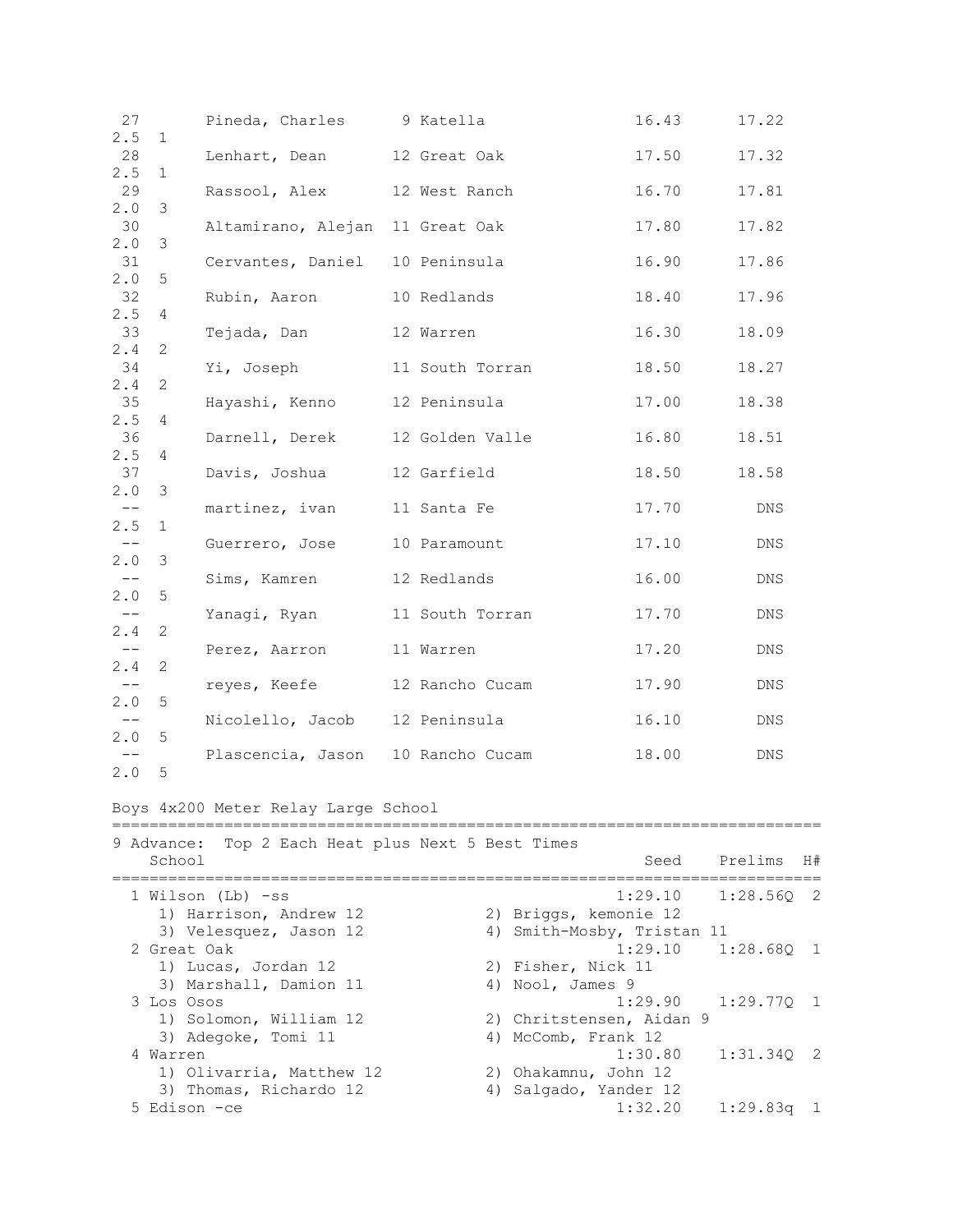| Place | Name | Yr | School | Seed | Prelims | Wind | H# |
|---|---|---|---|---|---|---|---|
| 27 | Pineda, Charles | 9 | Katella | 16.43 | 17.22 | 2.5 | 1 |
| 28 | Lenhart, Dean | 12 | Great Oak | 17.50 | 17.32 | 2.5 | 1 |
| 29 | Rassool, Alex | 12 | West Ranch | 16.70 | 17.81 | 2.0 | 3 |
| 30 | Altamirano, Alejan | 11 | Great Oak | 17.80 | 17.82 | 2.0 | 3 |
| 31 | Cervantes, Daniel | 10 | Peninsula | 16.90 | 17.86 | 2.0 | 5 |
| 32 | Rubin, Aaron | 10 | Redlands | 18.40 | 17.96 | 2.5 | 4 |
| 33 | Tejada, Dan | 12 | Warren | 16.30 | 18.09 | 2.4 | 2 |
| 34 | Yi, Joseph | 11 | South Torran | 18.50 | 18.27 | 2.4 | 2 |
| 35 | Hayashi, Kenno | 12 | Peninsula | 17.00 | 18.38 | 2.5 | 4 |
| 36 | Darnell, Derek | 12 | Golden Valle | 16.80 | 18.51 | 2.5 | 4 |
| 37 | Davis, Joshua | 12 | Garfield | 18.50 | 18.58 | 2.0 | 3 |
| -- | martinez, ivan | 11 | Santa Fe | 17.70 | DNS | 2.5 | 1 |
| -- | Guerrero, Jose | 10 | Paramount | 17.10 | DNS | 2.0 | 3 |
| -- | Sims, Kamren | 12 | Redlands | 16.00 | DNS | 2.0 | 5 |
| -- | Yanagi, Ryan | 11 | South Torran | 17.70 | DNS | 2.4 | 2 |
| -- | Perez, Aarron | 11 | Warren | 17.20 | DNS | 2.4 | 2 |
| -- | reyes, Keefe | 12 | Rancho Cucam | 17.90 | DNS | 2.0 | 5 |
| -- | Nicolello, Jacob | 12 | Peninsula | 16.10 | DNS | 2.0 | 5 |
| -- | Plascencia, Jason | 10 | Rancho Cucam | 18.00 | DNS | 2.0 | 5 |

## Boys 4x200 Meter Relay Large School

9 Advance: Top 2 Each Heat plus Next 5 Best Times

| Place | School | Seed | Prelims | H# |
|---|---|---|---|---|
| 1 | Wilson (Lb) -ss | 1:29.10 | 1:28.56Q | 2 |
| | 1) Harrison, Andrew 12; 2) Briggs, kemonie 12; 3) Velesquez, Jason 12; 4) Smith-Mosby, Tristan 11 | | | |
| 2 | Great Oak | 1:29.10 | 1:28.68Q | 1 |
| | 1) Lucas, Jordan 12; 2) Fisher, Nick 11; 3) Marshall, Damion 11; 4) Nool, James 9 | | | |
| 3 | Los Osos | 1:29.90 | 1:29.77Q | 1 |
| | 1) Solomon, William 12; 2) Chritstensen, Aidan 9; 3) Adegoke, Tomi 11; 4) McComb, Frank 12 | | | |
| 4 | Warren | 1:30.80 | 1:31.34Q | 2 |
| | 1) Olivarria, Matthew 12; 2) Ohakamnu, John 12; 3) Thomas, Richardo 12; 4) Salgado, Yander 12 | | | |
| 5 | Edison -ce | 1:32.20 | 1:29.83q | 1 |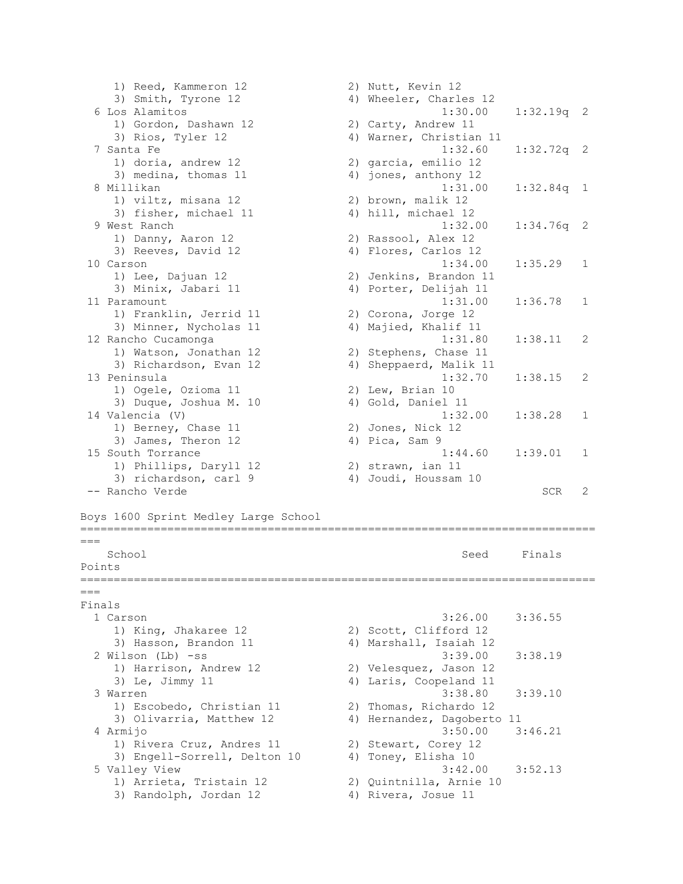```
    1) Reed, Kammeron 12              2) Nutt, Kevin 12
    3) Smith, Tyrone 12               4) Wheeler, Charles 12
  6 Los Alamitos                                   1:30.00    1:32.19q  2
    1) Gordon, Dashawn 12             2) Carty, Andrew 11
    3) Rios, Tyler 12                 4) Warner, Christian 11
  7 Santa Fe                                       1:32.60    1:32.72q  2
    1) doria, andrew 12               2) garcia, emilio 12
    3) medina, thomas 11              4) jones, anthony 12
  8 Millikan                                       1:31.00    1:32.84q  1
    1) viltz, misana 12               2) brown, malik 12
    3) fisher, michael 11             4) hill, michael 12
  9 West Ranch                                     1:32.00    1:34.76q  2
    1) Danny, Aaron 12                2) Rassool, Alex 12
    3) Reeves, David 12               4) Flores, Carlos 12
 10 Carson                                         1:34.00    1:35.29   1
    1) Lee, Dajuan 12                 2) Jenkins, Brandon 11
    3) Minix, Jabari 11               4) Porter, Delijah 11
 11 Paramount                                      1:31.00    1:36.78   1
    1) Franklin, Jerrid 11            2) Corona, Jorge 12
    3) Minner, Nycholas 11            4) Majied, Khalif 11
 12 Rancho Cucamonga                               1:31.80    1:38.11   2
    1) Watson, Jonathan 12            2) Stephens, Chase 11
    3) Richardson, Evan 12            4) Sheppaerd, Malik 11
 13 Peninsula                                      1:32.70    1:38.15   2
    1) Ogele, Ozioma 11               2) Lew, Brian 10
    3) Duque, Joshua M. 10            4) Gold, Daniel 11
 14 Valencia (V)                                   1:32.00    1:38.28   1
    1) Berney, Chase 11               2) Jones, Nick 12
    3) James, Theron 12               4) Pica, Sam 9
 15 South Torrance                                 1:44.60    1:39.01   1
    1) Phillips, Daryll 12            2) strawn, ian 11
    3) richardson, carl 9             4) Joudi, Houssam 10
 -- Rancho Verde                                                  SCR   2

Boys 1600 Sprint Medley Large School
===============================================================================
===
   School                                          Seed     Finals
Points
===============================================================================
===
Finals
  1 Carson                                         3:26.00    3:36.55
    1) King, Jhakaree 12              2) Scott, Clifford 12
    3) Hasson, Brandon 11             4) Marshall, Isaiah 12
  2 Wilson (Lb) -ss                                3:39.00    3:38.19
    1) Harrison, Andrew 12            2) Velesquez, Jason 12
    3) Le, Jimmy 11                   4) Laris, Coopeland 11
  3 Warren                                         3:38.80    3:39.10
    1) Escobedo, Christian 11         2) Thomas, Richardo 12
    3) Olivarria, Matthew 12          4) Hernandez, Dagoberto 11
  4 Armijo                                         3:50.00    3:46.21
    1) Rivera Cruz, Andres 11         2) Stewart, Corey 12
    3) Engell-Sorrell, Delton 10      4) Toney, Elisha 10
  5 Valley View                                    3:42.00    3:52.13
    1) Arrieta, Tristain 12           2) Quintnilla, Arnie 10
    3) Randolph, Jordan 12            4) Rivera, Josue 11
```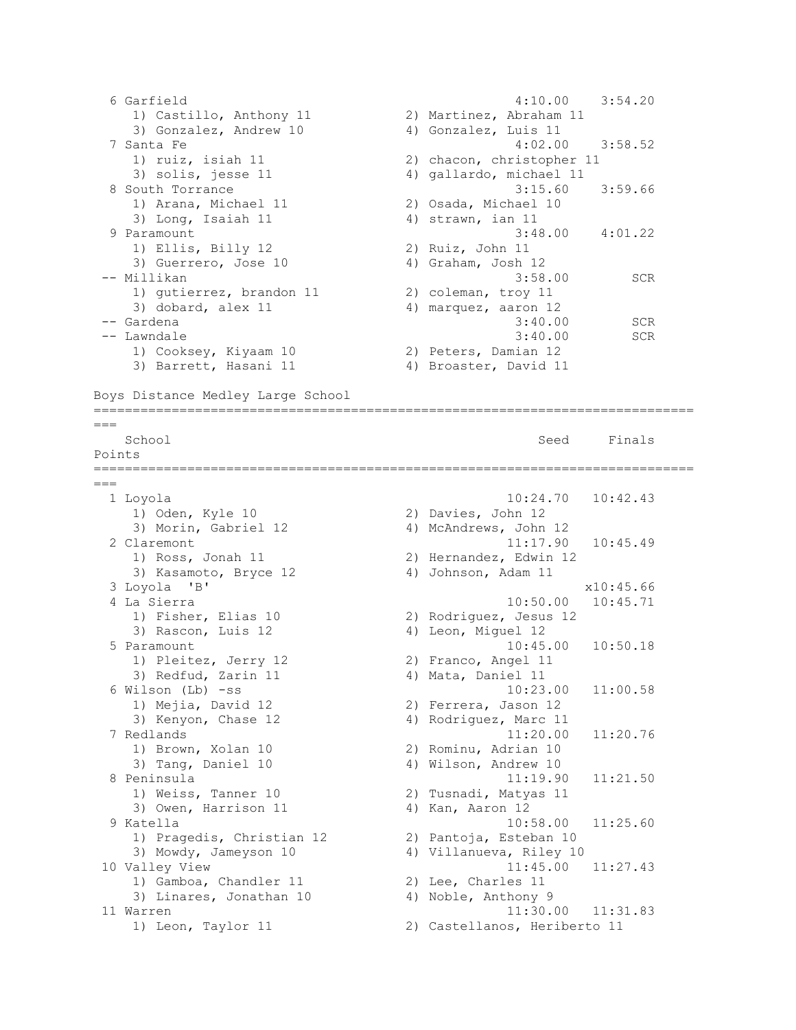```
  6 Garfield                                           4:10.00    3:54.20
     1) Castillo, Anthony 11           2) Martinez, Abraham 11
     3) Gonzalez, Andrew 10            4) Gonzalez, Luis 11
  7 Santa Fe                                           4:02.00    3:58.52
     1) ruiz, isiah 11                 2) chacon, christopher 11
     3) solis, jesse 11                4) gallardo, michael 11
  8 South Torrance                                     3:15.60    3:59.66
     1) Arana, Michael 11              2) Osada, Michael 10
     3) Long, Isaiah 11                4) strawn, ian 11
  9 Paramount                                          3:48.00    4:01.22
     1) Ellis, Billy 12                2) Ruiz, John 11
     3) Guerrero, Jose 10              4) Graham, Josh 12
 -- Millikan                                           3:58.00        SCR
     1) gutierrez, brandon 11          2) coleman, troy 11
     3) dobard, alex 11                4) marquez, aaron 12
 -- Gardena                                            3:40.00        SCR
 -- Lawndale                                           3:40.00        SCR
     1) Cooksey, Kiyaam 10             2) Peters, Damian 12
     3) Barrett, Hasani 11             4) Broaster, David 11
```

Boys Distance Medley Large School

```
================================================================================
===
    School                                              Seed     Finals
Points
================================================================================
===
  1 Loyola                                          10:24.70   10:42.43
     1) Oden, Kyle 10                  2) Davies, John 12
     3) Morin, Gabriel 12              4) McAndrews, John 12
  2 Claremont                                       11:17.90   10:45.49
     1) Ross, Jonah 11                 2) Hernandez, Edwin 12
     3) Kasamoto, Bryce 12             4) Johnson, Adam 11
  3 Loyola  'B'                                               x10:45.66
  4 La Sierra                                       10:50.00   10:45.71
     1) Fisher, Elias 10               2) Rodriguez, Jesus 12
     3) Rascon, Luis 12                4) Leon, Miguel 12
  5 Paramount                                       10:45.00   10:50.18
     1) Pleitez, Jerry 12              2) Franco, Angel 11
     3) Redfud, Zarin 11               4) Mata, Daniel 11
  6 Wilson (Lb) -ss                                 10:23.00   11:00.58
     1) Mejia, David 12                2) Ferrera, Jason 12
     3) Kenyon, Chase 12               4) Rodriguez, Marc 11
  7 Redlands                                        11:20.00   11:20.76
     1) Brown, Xolan 10                2) Rominu, Adrian 10
     3) Tang, Daniel 10                4) Wilson, Andrew 10
  8 Peninsula                                       11:19.90   11:21.50
     1) Weiss, Tanner 10               2) Tusnadi, Matyas 11
     3) Owen, Harrison 11              4) Kan, Aaron 12
  9 Katella                                         10:58.00   11:25.60
     1) Pragedis, Christian 12         2) Pantoja, Esteban 10
     3) Mowdy, Jameyson 10             4) Villanueva, Riley 10
 10 Valley View                                     11:45.00   11:27.43
     1) Gamboa, Chandler 11            2) Lee, Charles 11
     3) Linares, Jonathan 10           4) Noble, Anthony 9
 11 Warren                                          11:30.00   11:31.83
     1) Leon, Taylor 11                2) Castellanos, Heriberto 11
```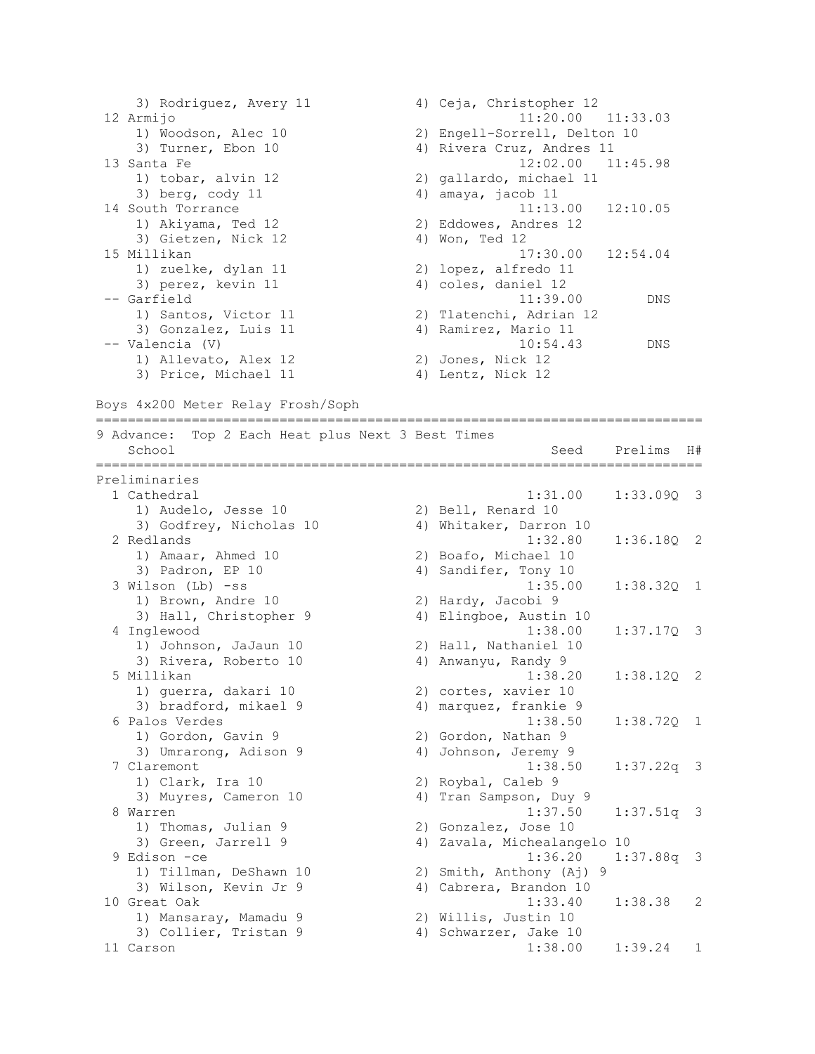```
    3) Rodriguez, Avery 11              4) Ceja, Christopher 12
 12 Armijo                                        11:20.00   11:33.03
    1) Woodson, Alec 10                 2) Engell-Sorrell, Delton 10
    3) Turner, Ebon 10                  4) Rivera Cruz, Andres 11
 13 Santa Fe                                      12:02.00   11:45.98
    1) tobar, alvin 12                  2) gallardo, michael 11
    3) berg, cody 11                    4) amaya, jacob 11
 14 South Torrance                                11:13.00   12:10.05
    1) Akiyama, Ted 12                  2) Eddowes, Andres 12
    3) Gietzen, Nick 12                 4) Won, Ted 12
 15 Millikan                                      17:30.00   12:54.04
    1) zuelke, dylan 11                 2) lopez, alfredo 11
    3) perez, kevin 11                  4) coles, daniel 12
 -- Garfield                                      11:39.00        DNS
    1) Santos, Victor 11                2) Tlatenchi, Adrian 12
    3) Gonzalez, Luis 11                4) Ramirez, Mario 11
 -- Valencia (V)                                  10:54.43        DNS
    1) Allevato, Alex 12                2) Jones, Nick 12
    3) Price, Michael 11                4) Lentz, Nick 12
```

Boys 4x200 Meter Relay Frosh/Soph

```
===============================================================================
9 Advance:  Top 2 Each Heat plus Next 3 Best Times
    School                                           Seed    Prelims  H#
===============================================================================
Preliminaries
  1 Cathedral                                     1:31.00    1:33.09Q  3
    1) Audelo, Jesse 10                 2) Bell, Renard 10
    3) Godfrey, Nicholas 10             4) Whitaker, Darron 10
  2 Redlands                                      1:32.80    1:36.18Q  2
    1) Amaar, Ahmed 10                  2) Boafo, Michael 10
    3) Padron, EP 10                    4) Sandifer, Tony 10
  3 Wilson (Lb) -ss                               1:35.00    1:38.32Q  1
    1) Brown, Andre 10                  2) Hardy, Jacobi 9
    3) Hall, Christopher 9              4) Elingboe, Austin 10
  4 Inglewood                                     1:38.00    1:37.17Q  3
    1) Johnson, JaJaun 10               2) Hall, Nathaniel 10
    3) Rivera, Roberto 10               4) Anwanyu, Randy 9
  5 Millikan                                      1:38.20    1:38.12Q  2
    1) guerra, dakari 10                2) cortes, xavier 10
    3) bradford, mikael 9               4) marquez, frankie 9
  6 Palos Verdes                                  1:38.50    1:38.72Q  1
    1) Gordon, Gavin 9                  2) Gordon, Nathan 9
    3) Umrarong, Adison 9               4) Johnson, Jeremy 9
  7 Claremont                                     1:38.50    1:37.22q  3
    1) Clark, Ira 10                    2) Roybal, Caleb 9
    3) Muyres, Cameron 10               4) Tran Sampson, Duy 9
  8 Warren                                        1:37.50    1:37.51q  3
    1) Thomas, Julian 9                 2) Gonzalez, Jose 10
    3) Green, Jarrell 9                 4) Zavala, Michealangelo 10
  9 Edison -ce                                    1:36.20    1:37.88q  3
    1) Tillman, DeShawn 10              2) Smith, Anthony (Aj) 9
    3) Wilson, Kevin Jr 9               4) Cabrera, Brandon 10
 10 Great Oak                                     1:33.40    1:38.38   2
    1) Mansaray, Mamadu 9               2) Willis, Justin 10
    3) Collier, Tristan 9               4) Schwarzer, Jake 10
 11 Carson                                        1:38.00    1:39.24   1
```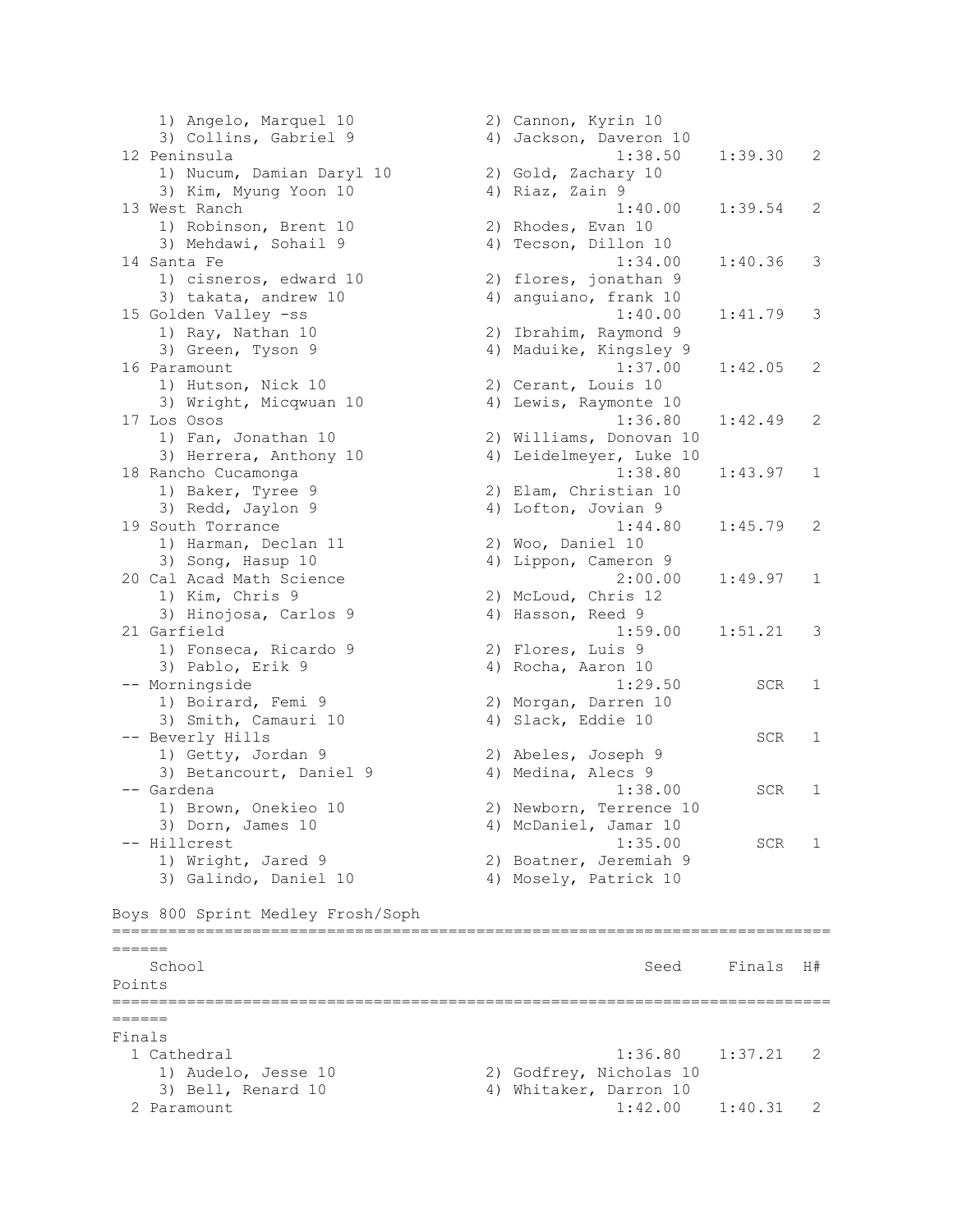```
    1) Angelo, Marquel 10              2) Cannon, Kyrin 10
    3) Collins, Gabriel 9              4) Jackson, Daveron 10
 12 Peninsula                                      1:38.50    1:39.30   2
    1) Nucum, Damian Daryl 10          2) Gold, Zachary 10
    3) Kim, Myung Yoon 10              4) Riaz, Zain 9
 13 West Ranch                                     1:40.00    1:39.54   2
    1) Robinson, Brent 10              2) Rhodes, Evan 10
    3) Mehdawi, Sohail 9               4) Tecson, Dillon 10
 14 Santa Fe                                       1:34.00    1:40.36   3
    1) cisneros, edward 10             2) flores, jonathan 9
    3) takata, andrew 10               4) anguiano, frank 10
 15 Golden Valley -ss                              1:40.00    1:41.79   3
    1) Ray, Nathan 10                  2) Ibrahim, Raymond 9
    3) Green, Tyson 9                  4) Maduike, Kingsley 9
 16 Paramount                                      1:37.00    1:42.05   2
    1) Hutson, Nick 10                 2) Cerant, Louis 10
    3) Wright, Micqwuan 10             4) Lewis, Raymonte 10
 17 Los Osos                                       1:36.80    1:42.49   2
    1) Fan, Jonathan 10                2) Williams, Donovan 10
    3) Herrera, Anthony 10             4) Leidelmeyer, Luke 10
 18 Rancho Cucamonga                               1:38.80    1:43.97   1
    1) Baker, Tyree 9                  2) Elam, Christian 10
    3) Redd, Jaylon 9                  4) Lofton, Jovian 9
 19 South Torrance                                 1:44.80    1:45.79   2
    1) Harman, Declan 11               2) Woo, Daniel 10
    3) Song, Hasup 10                  4) Lippon, Cameron 9
 20 Cal Acad Math Science                          2:00.00    1:49.97   1
    1) Kim, Chris 9                    2) McLoud, Chris 12
    3) Hinojosa, Carlos 9              4) Hasson, Reed 9
 21 Garfield                                       1:59.00    1:51.21   3
    1) Fonseca, Ricardo 9              2) Flores, Luis 9
    3) Pablo, Erik 9                   4) Rocha, Aaron 10
 -- Morningside                                    1:29.50        SCR   1
    1) Boirard, Femi 9                 2) Morgan, Darren 10
    3) Smith, Camauri 10               4) Slack, Eddie 10
 -- Beverly Hills                                                 SCR   1
    1) Getty, Jordan 9                 2) Abeles, Joseph 9
    3) Betancourt, Daniel 9            4) Medina, Alecs 9
 -- Gardena                                        1:38.00        SCR   1
    1) Brown, Onekieo 10               2) Newborn, Terrence 10
    3) Dorn, James 10                  4) McDaniel, Jamar 10
 -- Hillcrest                                      1:35.00        SCR   1
    1) Wright, Jared 9                 2) Boatner, Jeremiah 9
    3) Galindo, Daniel 10              4) Mosely, Patrick 10

Boys 800 Sprint Medley Frosh/Soph
===============================================================================
======
   School                                          Seed     Finals  H#
Points
===============================================================================
======
Finals
  1 Cathedral                                      1:36.80    1:37.21   2
    1) Audelo, Jesse 10                2) Godfrey, Nicholas 10
    3) Bell, Renard 10                 4) Whitaker, Darron 10
  2 Paramount                                      1:42.00    1:40.31   2
```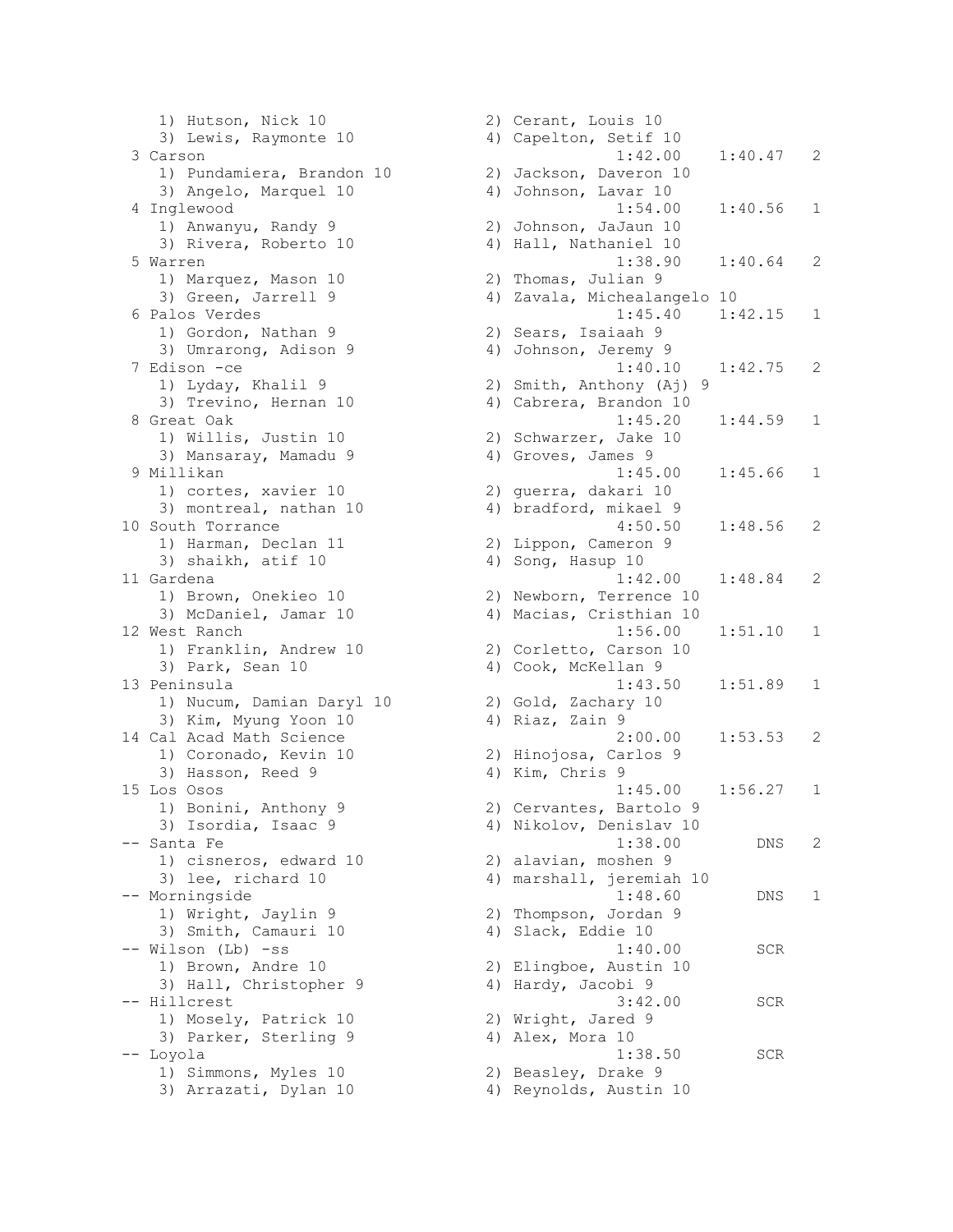```
    1) Hutson, Nick 10                2) Cerant, Louis 10
    3) Lewis, Raymonte 10             4) Capelton, Setif 10
  3 Carson                                      1:42.00    1:40.47   2
    1) Pundamiera, Brandon 10         2) Jackson, Daveron 10
    3) Angelo, Marquel 10             4) Johnson, Lavar 10
  4 Inglewood                                   1:54.00    1:40.56   1
    1) Anwanyu, Randy 9               2) Johnson, JaJaun 10
    3) Rivera, Roberto 10             4) Hall, Nathaniel 10
  5 Warren                                      1:38.90    1:40.64   2
    1) Marquez, Mason 10              2) Thomas, Julian 9
    3) Green, Jarrell 9               4) Zavala, Michealangelo 10
  6 Palos Verdes                                1:45.40    1:42.15   1
    1) Gordon, Nathan 9               2) Sears, Isaiaah 9
    3) Umrarong, Adison 9             4) Johnson, Jeremy 9
  7 Edison -ce                                  1:40.10    1:42.75   2
    1) Lyday, Khalil 9                2) Smith, Anthony (Aj) 9
    3) Trevino, Hernan 10             4) Cabrera, Brandon 10
  8 Great Oak                                   1:45.20    1:44.59   1
    1) Willis, Justin 10              2) Schwarzer, Jake 10
    3) Mansaray, Mamadu 9             4) Groves, James 9
  9 Millikan                                    1:45.00    1:45.66   1
    1) cortes, xavier 10              2) guerra, dakari 10
    3) montreal, nathan 10            4) bradford, mikael 9
 10 South Torrance                              4:50.50    1:48.56   2
    1) Harman, Declan 11              2) Lippon, Cameron 9
    3) shaikh, atif 10                4) Song, Hasup 10
 11 Gardena                                     1:42.00    1:48.84   2
    1) Brown, Onekieo 10              2) Newborn, Terrence 10
    3) McDaniel, Jamar 10             4) Macias, Cristhian 10
 12 West Ranch                                  1:56.00    1:51.10   1
    1) Franklin, Andrew 10            2) Corletto, Carson 10
    3) Park, Sean 10                  4) Cook, McKellan 9
 13 Peninsula                                   1:43.50    1:51.89   1
    1) Nucum, Damian Daryl 10         2) Gold, Zachary 10
    3) Kim, Myung Yoon 10             4) Riaz, Zain 9
 14 Cal Acad Math Science                       2:00.00    1:53.53   2
    1) Coronado, Kevin 10             2) Hinojosa, Carlos 9
    3) Hasson, Reed 9                 4) Kim, Chris 9
 15 Los Osos                                    1:45.00    1:56.27   1
    1) Bonini, Anthony 9              2) Cervantes, Bartolo 9
    3) Isordia, Isaac 9               4) Nikolov, Denislav 10
 -- Santa Fe                                    1:38.00        DNS   2
    1) cisneros, edward 10            2) alavian, moshen 9
    3) lee, richard 10                4) marshall, jeremiah 10
 -- Morningside                                 1:48.60        DNS   1
    1) Wright, Jaylin 9               2) Thompson, Jordan 9
    3) Smith, Camauri 10              4) Slack, Eddie 10
 -- Wilson (Lb) -ss                             1:40.00        SCR
    1) Brown, Andre 10                2) Elingboe, Austin 10
    3) Hall, Christopher 9            4) Hardy, Jacobi 9
 -- Hillcrest                                   3:42.00        SCR
    1) Mosely, Patrick 10             2) Wright, Jared 9
    3) Parker, Sterling 9             4) Alex, Mora 10
 -- Loyola                                      1:38.50        SCR
    1) Simmons, Myles 10              2) Beasley, Drake 9
    3) Arrazati, Dylan 10             4) Reynolds, Austin 10
```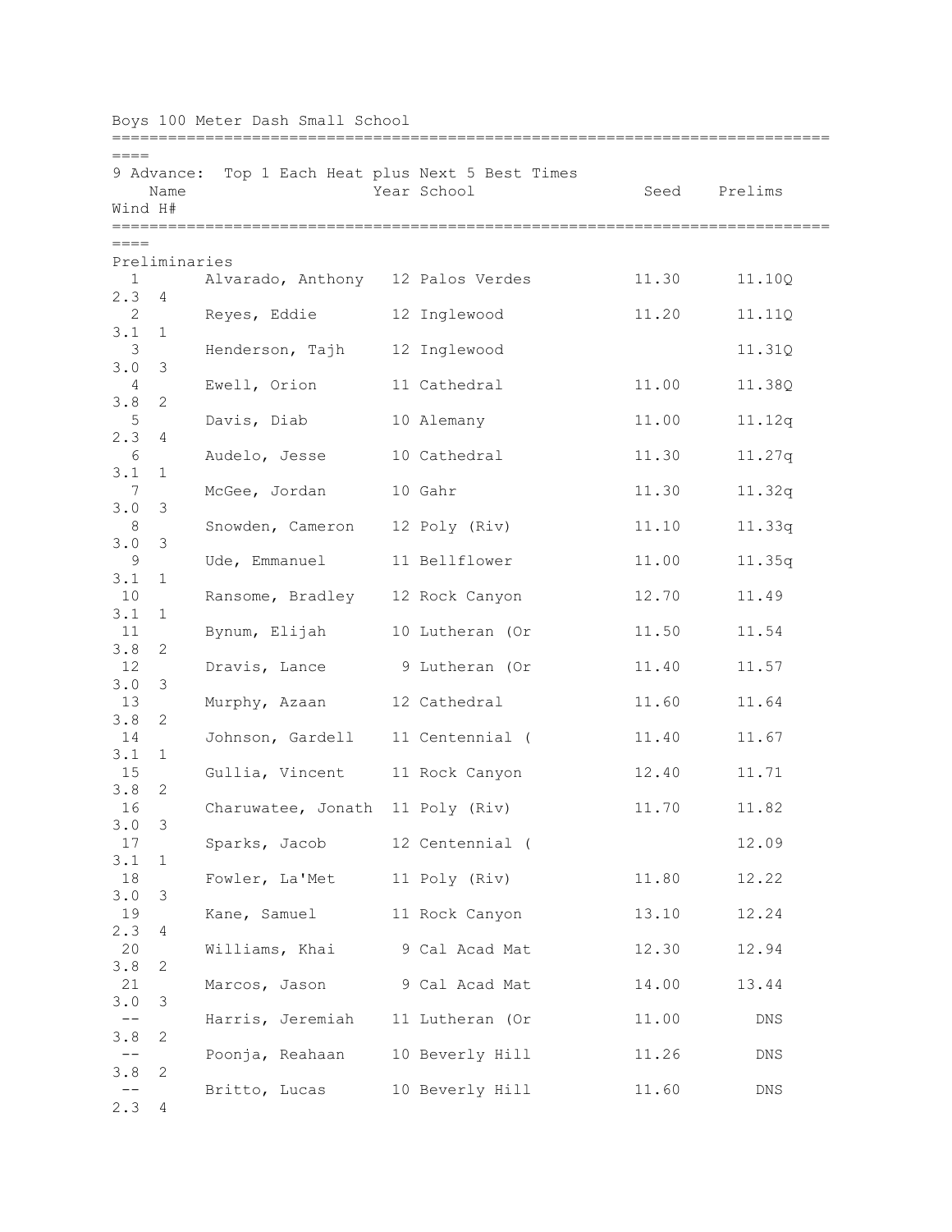## Boys 100 Meter Dash Small School

9 Advance: Top 1 Each Heat plus Next 5 Best Times

| | Name | Year | School | Seed | Prelims | Wind | H# |
|---|---|---|---|---|---|---|---|
| **Preliminaries** | | | | | | | |
| 1 | Alvarado, Anthony | 12 | Palos Verdes | 11.30 | 11.10Q | 2.3 | 4 |
| 2 | Reyes, Eddie | 12 | Inglewood | 11.20 | 11.11Q | 3.1 | 1 |
| 3 | Henderson, Tajh | 12 | Inglewood | | 11.31Q | 3.0 | 3 |
| 4 | Ewell, Orion | 11 | Cathedral | 11.00 | 11.38Q | 3.8 | 2 |
| 5 | Davis, Diab | 10 | Alemany | 11.00 | 11.12q | 2.3 | 4 |
| 6 | Audelo, Jesse | 10 | Cathedral | 11.30 | 11.27q | 3.1 | 1 |
| 7 | McGee, Jordan | 10 | Gahr | 11.30 | 11.32q | 3.0 | 3 |
| 8 | Snowden, Cameron | 12 | Poly (Riv) | 11.10 | 11.33q | 3.0 | 3 |
| 9 | Ude, Emmanuel | 11 | Bellflower | 11.00 | 11.35q | 3.1 | 1 |
| 10 | Ransome, Bradley | 12 | Rock Canyon | 12.70 | 11.49 | 3.1 | 1 |
| 11 | Bynum, Elijah | 10 | Lutheran (Or | 11.50 | 11.54 | 3.8 | 2 |
| 12 | Dravis, Lance | 9 | Lutheran (Or | 11.40 | 11.57 | 3.0 | 3 |
| 13 | Murphy, Azaan | 12 | Cathedral | 11.60 | 11.64 | 3.8 | 2 |
| 14 | Johnson, Gardell | 11 | Centennial ( | 11.40 | 11.67 | 3.1 | 1 |
| 15 | Gullia, Vincent | 11 | Rock Canyon | 12.40 | 11.71 | 3.8 | 2 |
| 16 | Charuwatee, Jonath | 11 | Poly (Riv) | 11.70 | 11.82 | 3.0 | 3 |
| 17 | Sparks, Jacob | 12 | Centennial ( | | 12.09 | 3.1 | 1 |
| 18 | Fowler, La'Met | 11 | Poly (Riv) | 11.80 | 12.22 | 3.0 | 3 |
| 19 | Kane, Samuel | 11 | Rock Canyon | 13.10 | 12.24 | 2.3 | 4 |
| 20 | Williams, Khai | 9 | Cal Acad Mat | 12.30 | 12.94 | 3.8 | 2 |
| 21 | Marcos, Jason | 9 | Cal Acad Mat | 14.00 | 13.44 | 3.0 | 3 |
| -- | Harris, Jeremiah | 11 | Lutheran (Or | 11.00 | DNS | 3.8 | 2 |
| -- | Poonja, Reahaan | 10 | Beverly Hill | 11.26 | DNS | 3.8 | 2 |
| -- | Britto, Lucas | 10 | Beverly Hill | 11.60 | DNS | 2.3 | 4 |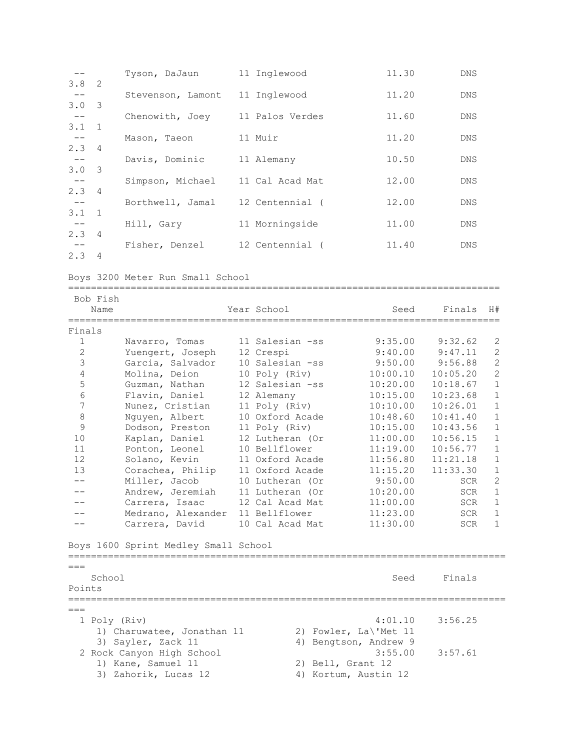| | Name | Year | School | Seed | Finals | Wind | H# |
|---|---|---|---|---|---|---|---|
| -- | Tyson, DaJaun | 11 | Inglewood | 11.30 | DNS | 3.8 | 2 |
| -- | Stevenson, Lamont | 11 | Inglewood | 11.20 | DNS | 3.0 | 3 |
| -- | Chenowith, Joey | 11 | Palos Verdes | 11.60 | DNS | 3.1 | 1 |
| -- | Mason, Taeon | 11 | Muir | 11.20 | DNS | 2.3 | 4 |
| -- | Davis, Dominic | 11 | Alemany | 10.50 | DNS | 3.0 | 3 |
| -- | Simpson, Michael | 11 | Cal Acad Mat | 12.00 | DNS | 2.3 | 4 |
| -- | Borthwell, Jamal | 12 | Centennial ( | 12.00 | DNS | 3.1 | 1 |
| -- | Hill, Gary | 11 | Morningside | 11.00 | DNS | 2.3 | 4 |
| -- | Fisher, Denzel | 12 | Centennial ( | 11.40 | DNS | 2.3 | 4 |

## Boys 3200 Meter Run Small School

Bob Fish

**Finals**

| | Name | Year | School | Seed | Finals | H# |
|---|---|---|---|---|---|---|
| 1 | Navarro, Tomas | 11 | Salesian -ss | 9:35.00 | 9:32.62 | 2 |
| 2 | Yuengert, Joseph | 12 | Crespi | 9:40.00 | 9:47.11 | 2 |
| 3 | Garcia, Salvador | 10 | Salesian -ss | 9:50.00 | 9:56.88 | 2 |
| 4 | Molina, Deion | 10 | Poly (Riv) | 10:00.10 | 10:05.20 | 2 |
| 5 | Guzman, Nathan | 12 | Salesian -ss | 10:20.00 | 10:18.67 | 1 |
| 6 | Flavin, Daniel | 12 | Alemany | 10:15.00 | 10:23.68 | 1 |
| 7 | Nunez, Cristian | 11 | Poly (Riv) | 10:10.00 | 10:26.01 | 1 |
| 8 | Nguyen, Albert | 10 | Oxford Acade | 10:48.60 | 10:41.40 | 1 |
| 9 | Dodson, Preston | 11 | Poly (Riv) | 10:15.00 | 10:43.56 | 1 |
| 10 | Kaplan, Daniel | 12 | Lutheran (Or | 11:00.00 | 10:56.15 | 1 |
| 11 | Ponton, Leonel | 10 | Bellflower | 11:19.00 | 10:56.77 | 1 |
| 12 | Solano, Kevin | 11 | Oxford Acade | 11:56.80 | 11:21.18 | 1 |
| 13 | Corachea, Philip | 11 | Oxford Acade | 11:15.20 | 11:33.30 | 1 |
| -- | Miller, Jacob | 10 | Lutheran (Or | 9:50.00 | SCR | 2 |
| -- | Andrew, Jeremiah | 11 | Lutheran (Or | 10:20.00 | SCR | 1 |
| -- | Carrera, Isaac | 12 | Cal Acad Mat | 11:00.00 | SCR | 1 |
| -- | Medrano, Alexander | 11 | Bellflower | 11:23.00 | SCR | 1 |
| -- | Carrera, David | 10 | Cal Acad Mat | 11:30.00 | SCR | 1 |

## Boys 1600 Sprint Medley Small School

| | School | Seed | Finals | Points |
|---|---|---|---|---|
| 1 | Poly (Riv) | 4:01.10 | 3:56.25 | |
| | 1) Charuwatee, Jonathan 11; 2) Fowler, La\'Met 11; 3) Sayler, Zack 11; 4) Bengtson, Andrew 9 | | | |
| 2 | Rock Canyon High School | 3:55.00 | 3:57.61 | |
| | 1) Kane, Samuel 11; 2) Bell, Grant 12; 3) Zahorik, Lucas 12; 4) Kortum, Austin 12 | | | |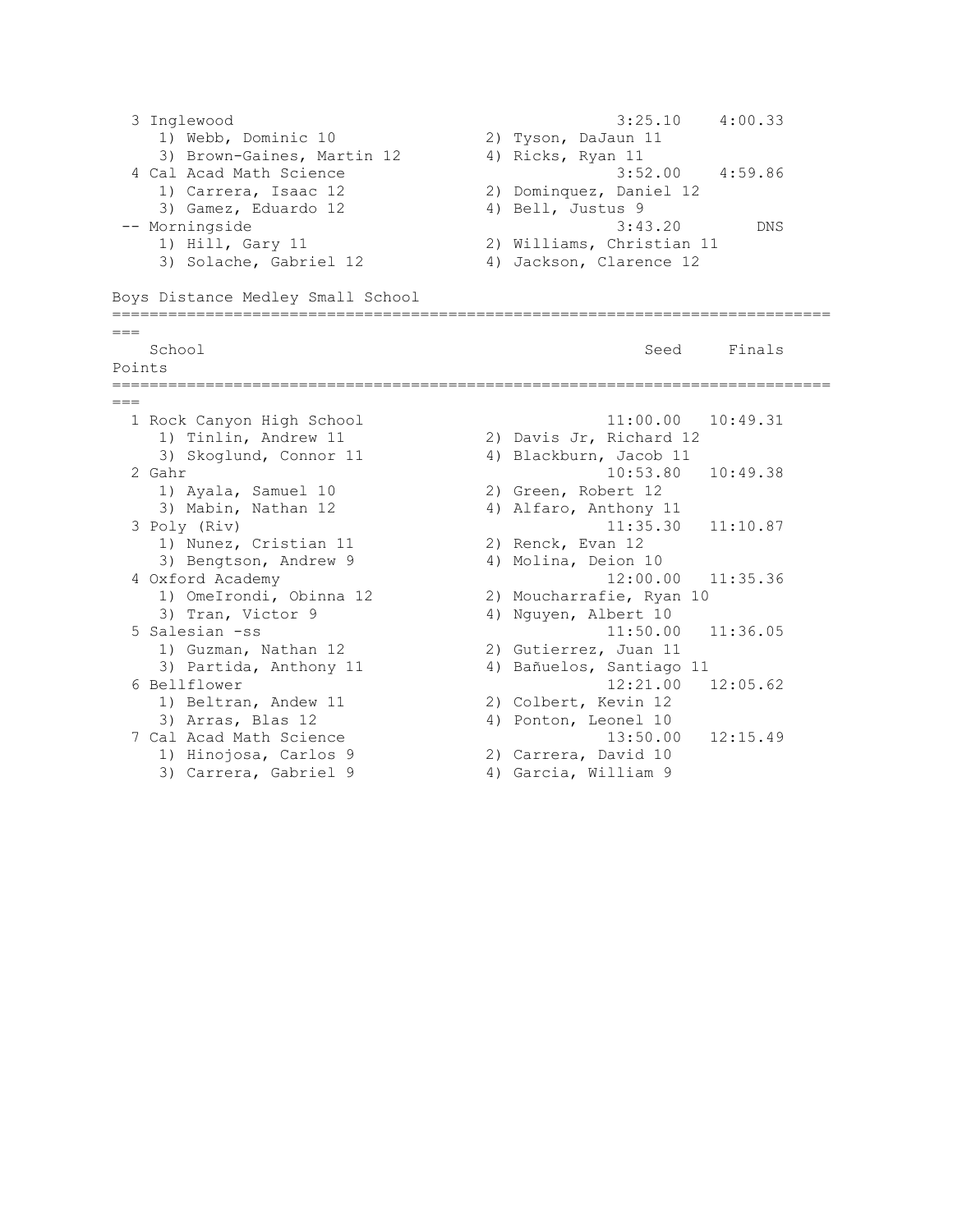```
  3 Inglewood                                            3:25.10    4:00.33
     1) Webb, Dominic 10               2) Tyson, DaJaun 11
     3) Brown-Gaines, Martin 12        4) Ricks, Ryan 11
  4 Cal Acad Math Science                                3:52.00    4:59.86
     1) Carrera, Isaac 12              2) Dominquez, Daniel 12
     3) Gamez, Eduardo 12              4) Bell, Justus 9
 -- Morningside                                          3:43.20        DNS
     1) Hill, Gary 11                  2) Williams, Christian 11
     3) Solache, Gabriel 12            4) Jackson, Clarence 12

Boys Distance Medley Small School
=============================================================================
===
    School                                               Seed     Finals
Points
=============================================================================
===
  1 Rock Canyon High School                             11:00.00   10:49.31
     1) Tinlin, Andrew 11              2) Davis Jr, Richard 12
     3) Skoglund, Connor 11            4) Blackburn, Jacob 11
  2 Gahr                                                10:53.80   10:49.38
     1) Ayala, Samuel 10               2) Green, Robert 12
     3) Mabin, Nathan 12               4) Alfaro, Anthony 11
  3 Poly (Riv)                                          11:35.30   11:10.87
     1) Nunez, Cristian 11             2) Renck, Evan 12
     3) Bengtson, Andrew 9             4) Molina, Deion 10
  4 Oxford Academy                                      12:00.00   11:35.36
     1) OmeIrondi, Obinna 12           2) Moucharrafie, Ryan 10
     3) Tran, Victor 9                 4) Nguyen, Albert 10
  5 Salesian -ss                                        11:50.00   11:36.05
     1) Guzman, Nathan 12              2) Gutierrez, Juan 11
     3) Partida, Anthony 11            4) Bañuelos, Santiago 11
  6 Bellflower                                          12:21.00   12:05.62
     1) Beltran, Andew 11              2) Colbert, Kevin 12
     3) Arras, Blas 12                 4) Ponton, Leonel 10
  7 Cal Acad Math Science                               13:50.00   12:15.49
     1) Hinojosa, Carlos 9             2) Carrera, David 10
     3) Carrera, Gabriel 9             4) Garcia, William 9
```